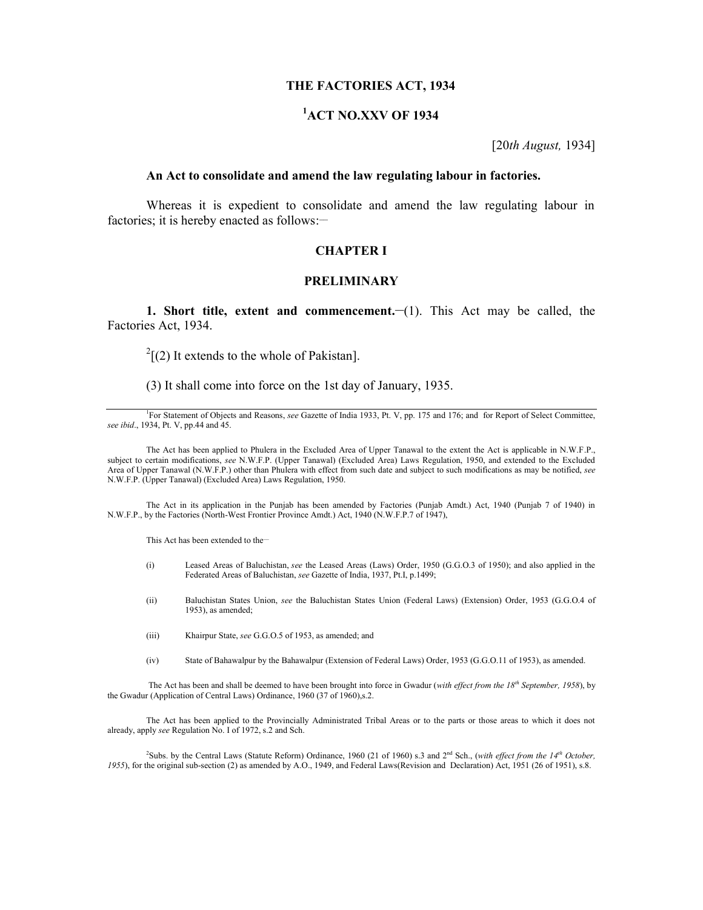# THE FACTORIES ACT, 1934

## [1]ACT NO.XXV OF 1934

[20*th August,* 1934]

**An Act to consolidate and amend the law regulating labour in factories.**

Whereas it is expedient to consolidate and amend the law regulating labour in factories; it is hereby enacted as follows:—

## CHAPTER I

## PRELIMINARY

**1. Short title, extent and commencement.**—(1). This Act may be called, the Factories Act, 1934.

[2][(2) It extends to the whole of Pakistan].

(3) It shall come into force on the 1st day of January, 1935.

---

[1]For Statement of Objects and Reasons, *see* Gazette of India 1933, Pt. V, pp. 175 and 176; and for Report of Select Committee, *see ibid*., 1934, Pt. V, pp.44 and 45.

The Act has been applied to Phulera in the Excluded Area of Upper Tanawal to the extent the Act is applicable in N.W.F.P., subject to certain modifications, *see* N.W.F.P. (Upper Tanawal) (Excluded Area) Laws Regulation, 1950, and extended to the Excluded Area of Upper Tanawal (N.W.F.P.) other than Phulera with effect from such date and subject to such modifications as may be notified, *see* N.W.F.P. (Upper Tanawal) (Excluded Area) Laws Regulation, 1950.

The Act in its application in the Punjab has been amended by Factories (Punjab Amdt.) Act, 1940 (Punjab 7 of 1940) in N.W.F.P., by the Factories (North-West Frontier Province Amdt.) Act, 1940 (N.W.F.P.7 of 1947),

This Act has been extended to the—

(i) Leased Areas of Baluchistan, *see* the Leased Areas (Laws) Order, 1950 (G.G.O.3 of 1950); and also applied in the Federated Areas of Baluchistan, *see* Gazette of India, 1937, Pt.I, p.1499;

(ii) Baluchistan States Union, *see* the Baluchistan States Union (Federal Laws) (Extension) Order, 1953 (G.G.O.4 of 1953), as amended;

(iii) Khairpur State, *see* G.G.O.5 of 1953, as amended; and

(iv) State of Bahawalpur by the Bahawalpur (Extension of Federal Laws) Order, 1953 (G.G.O.11 of 1953), as amended.

The Act has been and shall be deemed to have been brought into force in Gwadur (*with effect from the 18th September, 1958*), by the Gwadur (Application of Central Laws) Ordinance, 1960 (37 of 1960),s.2.

The Act has been applied to the Provincially Administrated Tribal Areas or to the parts or those areas to which it does not already, apply *see* Regulation No. I of 1972, s.2 and Sch.

[2]Subs. by the Central Laws (Statute Reform) Ordinance, 1960 (21 of 1960) s.3 and 2nd Sch., (*with effect from the 14th October, 1955*), for the original sub-section (2) as amended by A.O., 1949, and Federal Laws(Revision and Declaration) Act, 1951 (26 of 1951), s.8.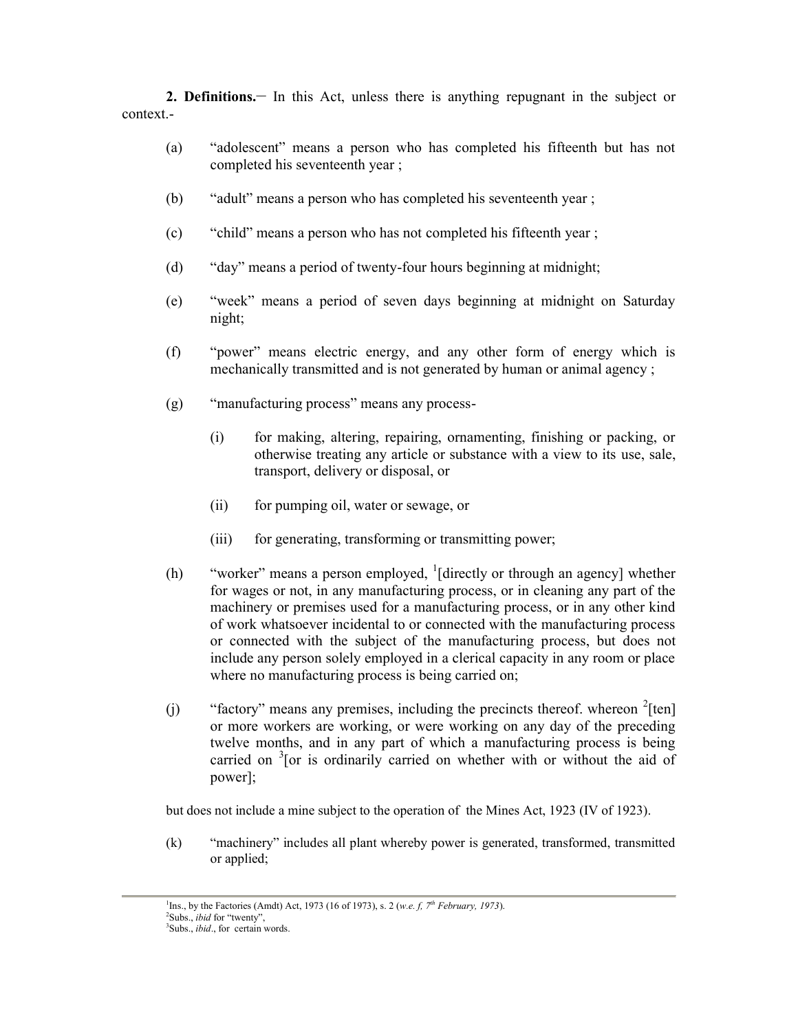**2. Definitions.**— In this Act, unless there is anything repugnant in the subject or context.-

(a) "adolescent" means a person who has completed his fifteenth but has not completed his seventeenth year ;

(b) "adult" means a person who has completed his seventeenth year ;

(c) "child" means a person who has not completed his fifteenth year ;

(d) "day" means a period of twenty-four hours beginning at midnight;

(e) "week" means a period of seven days beginning at midnight on Saturday night;

(f) "power" means electric energy, and any other form of energy which is mechanically transmitted and is not generated by human or animal agency ;

(g) "manufacturing process" means any process-

(i) for making, altering, repairing, ornamenting, finishing or packing, or otherwise treating any article or substance with a view to its use, sale, transport, delivery or disposal, or

(ii) for pumping oil, water or sewage, or

(iii) for generating, transforming or transmitting power;

(h) "worker" means a person employed, [1][directly or through an agency] whether for wages or not, in any manufacturing process, or in cleaning any part of the machinery or premises used for a manufacturing process, or in any other kind of work whatsoever incidental to or connected with the manufacturing process or connected with the subject of the manufacturing process, but does not include any person solely employed in a clerical capacity in any room or place where no manufacturing process is being carried on;

(j) "factory" means any premises, including the precincts thereof. whereon [2][ten] or more workers are working, or were working on any day of the preceding twelve months, and in any part of which a manufacturing process is being carried on [3][or is ordinarily carried on whether with or without the aid of power];

but does not include a mine subject to the operation of the Mines Act, 1923 (IV of 1923).

(k) "machinery" includes all plant whereby power is generated, transformed, transmitted or applied;

---

[1]Ins., by the Factories (Amdt) Act, 1973 (16 of 1973), s. 2 (*w.e. f, 7th February, 1973*).

[2]Subs., *ibid* for "twenty",

[3]Subs., *ibid*., for certain words.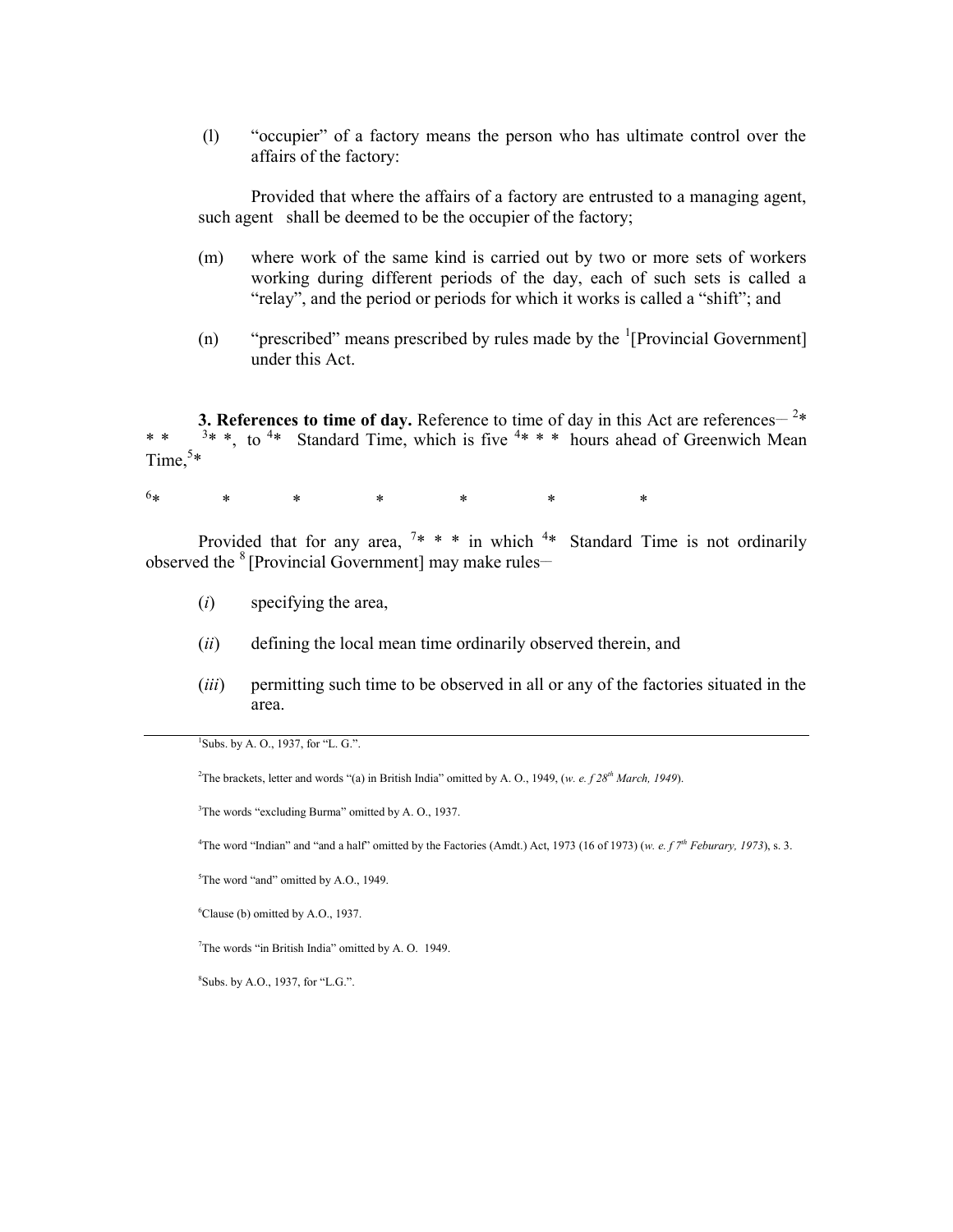(l) "occupier" of a factory means the person who has ultimate control over the affairs of the factory:

Provided that where the affairs of a factory are entrusted to a managing agent, such agent shall be deemed to be the occupier of the factory;

(m) where work of the same kind is carried out by two or more sets of workers working during different periods of the day, each of such sets is called a "relay", and the period or periods for which it works is called a "shift"; and

(n) "prescribed" means prescribed by rules made by the [1][Provincial Government] under this Act.

**3. References to time of day.** Reference to time of day in this Act are references— [2]* * * [3]* *, to [4]* Standard Time, which is five [4]* * * hours ahead of Greenwich Mean Time,[5]*

[6]* * * * * * *

Provided that for any area, [7]* * * in which [4]* Standard Time is not ordinarily observed the [8][Provincial Government] may make rules—

(*i*) specifying the area,

(*ii*) defining the local mean time ordinarily observed therein, and

(*iii*) permitting such time to be observed in all or any of the factories situated in the area.

---

[1]Subs. by A. O., 1937, for "L. G.".

[2]The brackets, letter and words "(a) in British India" omitted by A. O., 1949, (*w. e. f 28th March, 1949*).

[3]The words "excluding Burma" omitted by A. O., 1937.

[4]The word "Indian" and "and a half" omitted by the Factories (Amdt.) Act, 1973 (16 of 1973) (*w. e. f 7th Feburary, 1973*), s. 3.

[5]The word "and" omitted by A.O., 1949.

[6]Clause (b) omitted by A.O., 1937.

[7]The words "in British India" omitted by A. O. 1949.

[8]Subs. by A.O., 1937, for "L.G.".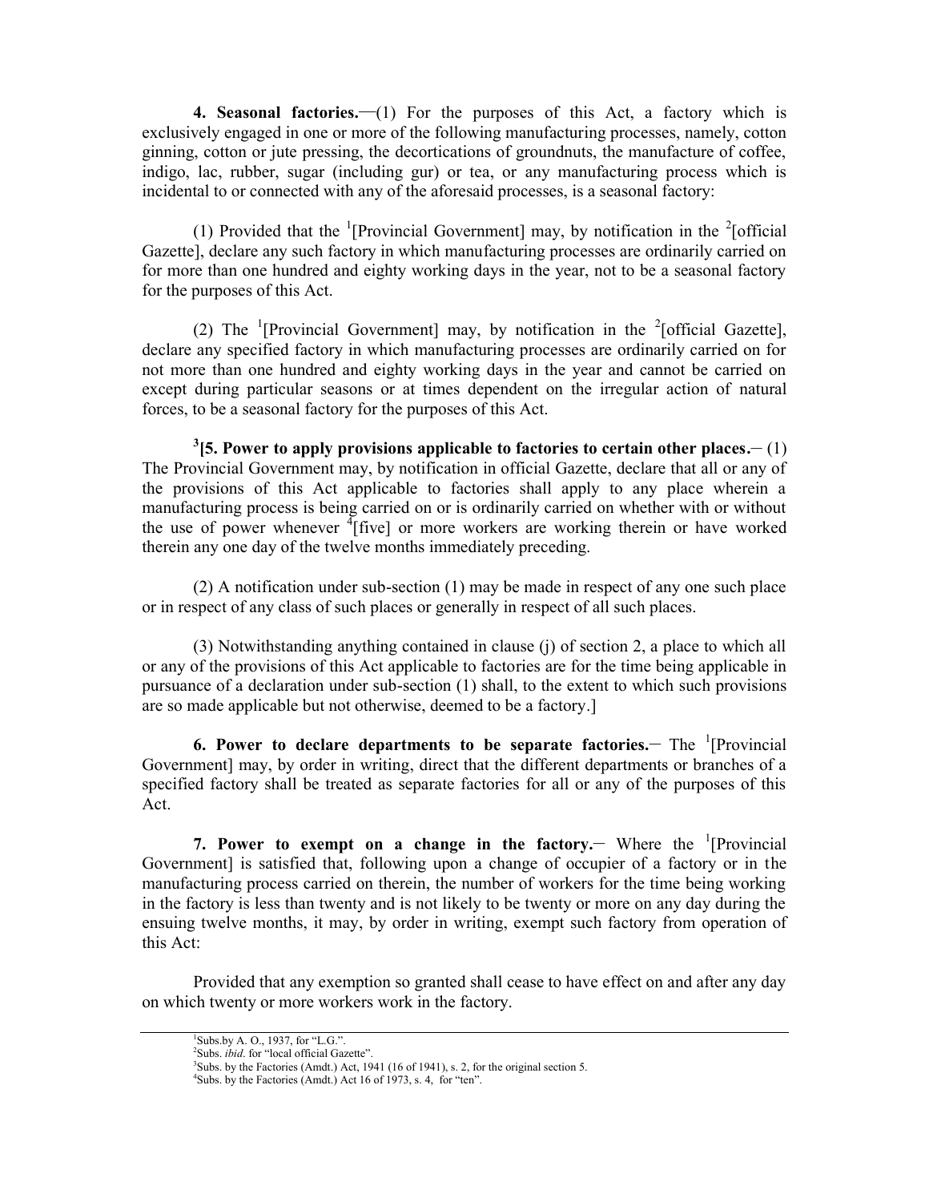**4. Seasonal factories.**—(1) For the purposes of this Act, a factory which is exclusively engaged in one or more of the following manufacturing processes, namely, cotton ginning, cotton or jute pressing, the decortications of groundnuts, the manufacture of coffee, indigo, lac, rubber, sugar (including gur) or tea, or any manufacturing process which is incidental to or connected with any of the aforesaid processes, is a seasonal factory:

(1) Provided that the [1][Provincial Government] may, by notification in the [2][official Gazette], declare any such factory in which manufacturing processes are ordinarily carried on for more than one hundred and eighty working days in the year, not to be a seasonal factory for the purposes of this Act.

(2) The [1][Provincial Government] may, by notification in the [2][official Gazette], declare any specified factory in which manufacturing processes are ordinarily carried on for not more than one hundred and eighty working days in the year and cannot be carried on except during particular seasons or at times dependent on the irregular action of natural forces, to be a seasonal factory for the purposes of this Act.

[3]**[5. Power to apply provisions applicable to factories to certain other places.**– (1) The Provincial Government may, by notification in official Gazette, declare that all or any of the provisions of this Act applicable to factories shall apply to any place wherein a manufacturing process is being carried on or is ordinarily carried on whether with or without the use of power whenever [4][five] or more workers are working therein or have worked therein any one day of the twelve months immediately preceding.

(2) A notification under sub-section (1) may be made in respect of any one such place or in respect of any class of such places or generally in respect of all such places.

(3) Notwithstanding anything contained in clause (j) of section 2, a place to which all or any of the provisions of this Act applicable to factories are for the time being applicable in pursuance of a declaration under sub-section (1) shall, to the extent to which such provisions are so made applicable but not otherwise, deemed to be a factory.]

**6. Power to declare departments to be separate factories.**– The [1][Provincial Government] may, by order in writing, direct that the different departments or branches of a specified factory shall be treated as separate factories for all or any of the purposes of this Act.

**7. Power to exempt on a change in the factory.**– Where the [1][Provincial Government] is satisfied that, following upon a change of occupier of a factory or in the manufacturing process carried on therein, the number of workers for the time being working in the factory is less than twenty and is not likely to be twenty or more on any day during the ensuing twelve months, it may, by order in writing, exempt such factory from operation of this Act:

Provided that any exemption so granted shall cease to have effect on and after any day on which twenty or more workers work in the factory.

---

[1] Subs.by A. O., 1937, for "L.G.".
[2] Subs. *ibid*. for "local official Gazette".
[3] Subs. by the Factories (Amdt.) Act, 1941 (16 of 1941), s. 2, for the original section 5.
[4] Subs. by the Factories (Amdt.) Act 16 of 1973, s. 4, for "ten".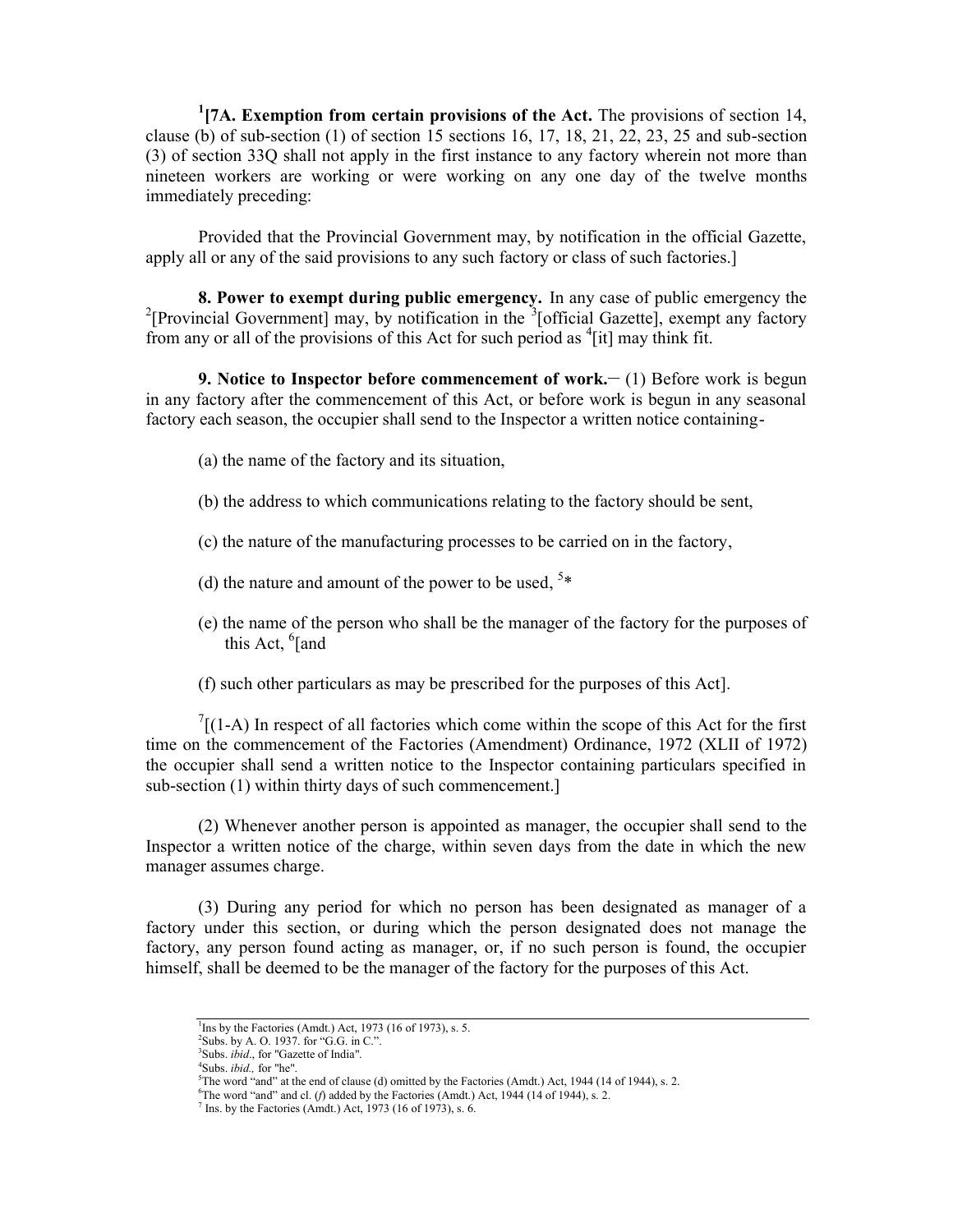[1][**7A. Exemption from certain provisions of the Act.** The provisions of section 14, clause (b) of sub-section (1) of section 15 sections 16, 17, 18, 21, 22, 23, 25 and sub-section (3) of section 33Q shall not apply in the first instance to any factory wherein not more than nineteen workers are working or were working on any one day of the twelve months immediately preceding:

Provided that the Provincial Government may, by notification in the official Gazette, apply all or any of the said provisions to any such factory or class of such factories.]

**8. Power to exempt during public emergency.** In any case of public emergency the [2][Provincial Government] may, by notification in the [3][official Gazette], exempt any factory from any or all of the provisions of this Act for such period as [4][it] may think fit.

**9. Notice to Inspector before commencement of work.**− (1) Before work is begun in any factory after the commencement of this Act, or before work is begun in any seasonal factory each season, the occupier shall send to the Inspector a written notice containing-

(a) the name of the factory and its situation,

(b) the address to which communications relating to the factory should be sent,

(c) the nature of the manufacturing processes to be carried on in the factory,

(d) the nature and amount of the power to be used, [5]*

(e) the name of the person who shall be the manager of the factory for the purposes of this Act, [6][and

(f) such other particulars as may be prescribed for the purposes of this Act].

[7][(1-A) In respect of all factories which come within the scope of this Act for the first time on the commencement of the Factories (Amendment) Ordinance, 1972 (XLII of 1972) the occupier shall send a written notice to the Inspector containing particulars specified in sub-section (1) within thirty days of such commencement.]

(2) Whenever another person is appointed as manager, the occupier shall send to the Inspector a written notice of the charge, within seven days from the date in which the new manager assumes charge.

(3) During any period for which no person has been designated as manager of a factory under this section, or during which the person designated does not manage the factory, any person found acting as manager, or, if no such person is found, the occupier himself, shall be deemed to be the manager of the factory for the purposes of this Act.

---

[1] Ins by the Factories (Amdt.) Act, 1973 (16 of 1973), s. 5.
[2] Subs. by A. O. 1937. for "G.G. in C.".
[3] Subs. *ibid*., for "Gazette of India".
[4] Subs. *ibid.,* for "he".
[5] The word "and" at the end of clause (d) omitted by the Factories (Amdt.) Act, 1944 (14 of 1944), s. 2.
[6] The word "and" and cl. (*f*) added by the Factories (Amdt.) Act, 1944 (14 of 1944), s. 2.
[7] Ins. by the Factories (Amdt.) Act, 1973 (16 of 1973), s. 6.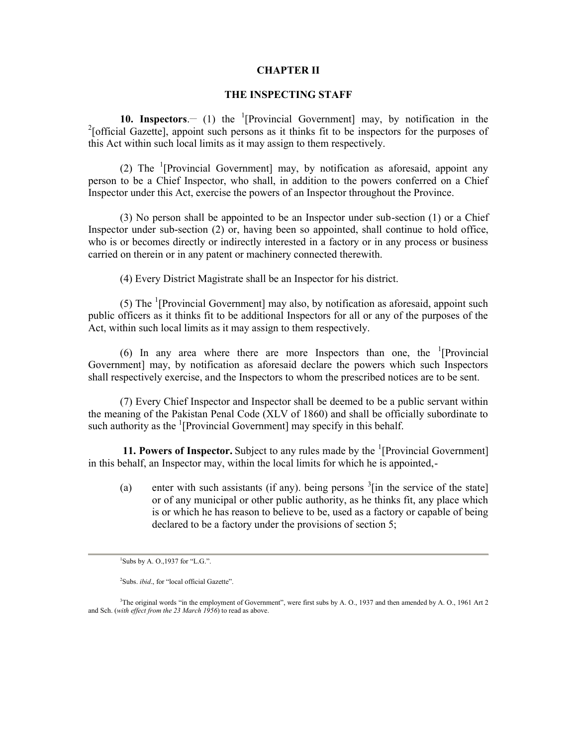## CHAPTER II

## THE INSPECTING STAFF

**10. Inspectors**.– (1) the [1][Provincial Government] may, by notification in the [2][official Gazette], appoint such persons as it thinks fit to be inspectors for the purposes of this Act within such local limits as it may assign to them respectively.

(2) The [1][Provincial Government] may, by notification as aforesaid, appoint any person to be a Chief Inspector, who shall, in addition to the powers conferred on a Chief Inspector under this Act, exercise the powers of an Inspector throughout the Province.

(3) No person shall be appointed to be an Inspector under sub-section (1) or a Chief Inspector under sub-section (2) or, having been so appointed, shall continue to hold office, who is or becomes directly or indirectly interested in a factory or in any process or business carried on therein or in any patent or machinery connected therewith.

(4) Every District Magistrate shall be an Inspector for his district.

(5) The [1][Provincial Government] may also, by notification as aforesaid, appoint such public officers as it thinks fit to be additional Inspectors for all or any of the purposes of the Act, within such local limits as it may assign to them respectively.

(6) In any area where there are more Inspectors than one, the [1][Provincial Government] may, by notification as aforesaid declare the powers which such Inspectors shall respectively exercise, and the Inspectors to whom the prescribed notices are to be sent.

(7) Every Chief Inspector and Inspector shall be deemed to be a public servant within the meaning of the Pakistan Penal Code (XLV of 1860) and shall be officially subordinate to such authority as the [1][Provincial Government] may specify in this behalf.

**11. Powers of Inspector.** Subject to any rules made by the [1][Provincial Government] in this behalf, an Inspector may, within the local limits for which he is appointed,-

(a) enter with such assistants (if any). being persons [3][in the service of the state] or of any municipal or other public authority, as he thinks fit, any place which is or which he has reason to believe to be, used as a factory or capable of being declared to be a factory under the provisions of section 5;

---

[1]Subs by A. O.,1937 for "L.G.".

[2]Subs. *ibid*., for "local official Gazette".

[3]The original words "in the employment of Government", were first subs by A. O., 1937 and then amended by A. O., 1961 Art 2 and Sch. (*with effect from the 23 March 1956*) to read as above.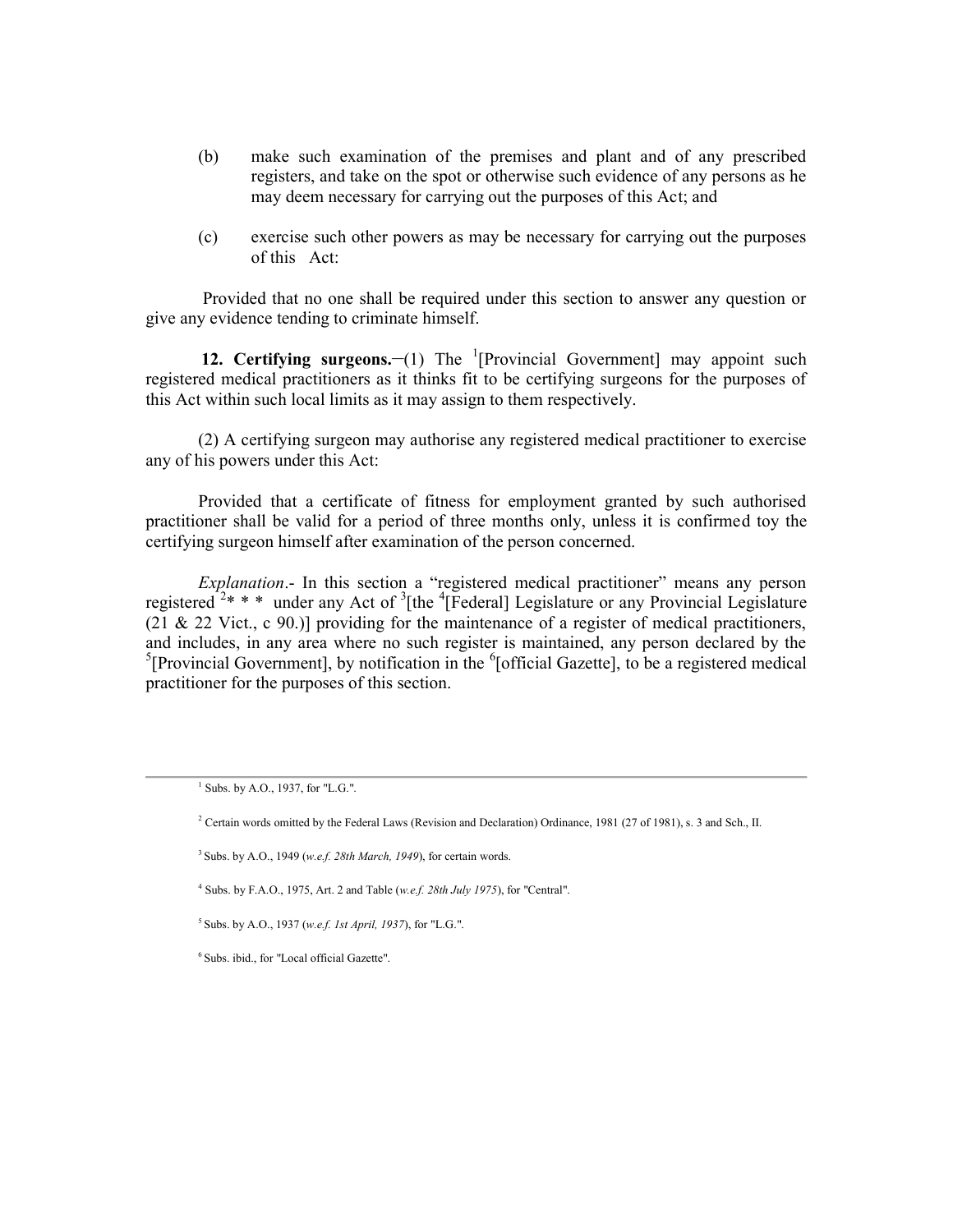(b) make such examination of the premises and plant and of any prescribed registers, and take on the spot or otherwise such evidence of any persons as he may deem necessary for carrying out the purposes of this Act; and

(c) exercise such other powers as may be necessary for carrying out the purposes of this Act:

Provided that no one shall be required under this section to answer any question or give any evidence tending to criminate himself.

**12. Certifying surgeons.**—(1) The [1][Provincial Government] may appoint such registered medical practitioners as it thinks fit to be certifying surgeons for the purposes of this Act within such local limits as it may assign to them respectively.

(2) A certifying surgeon may authorise any registered medical practitioner to exercise any of his powers under this Act:

Provided that a certificate of fitness for employment granted by such authorised practitioner shall be valid for a period of three months only, unless it is confirmed toy the certifying surgeon himself after examination of the person concerned.

*Explanation*.- In this section a "registered medical practitioner" means any person registered [2]* * * under any Act of [3][the [4][Federal] Legislature or any Provincial Legislature (21 & 22 Vict., c 90.)] providing for the maintenance of a register of medical practitioners, and includes, in any area where no such register is maintained, any person declared by the [5][Provincial Government], by notification in the [6][official Gazette], to be a registered medical practitioner for the purposes of this section.

---

[1] Subs. by A.O., 1937, for "L.G.".

[2] Certain words omitted by the Federal Laws (Revision and Declaration) Ordinance, 1981 (27 of 1981), s. 3 and Sch., II.

[3] Subs. by A.O., 1949 (*w.e.f. 28th March, 1949*), for certain words.

[4] Subs. by F.A.O., 1975, Art. 2 and Table (*w.e.f. 28th July 1975*), for "Central".

[5] Subs. by A.O., 1937 (*w.e.f. 1st April, 1937*), for "L.G.".

[6] Subs. ibid., for "Local official Gazette".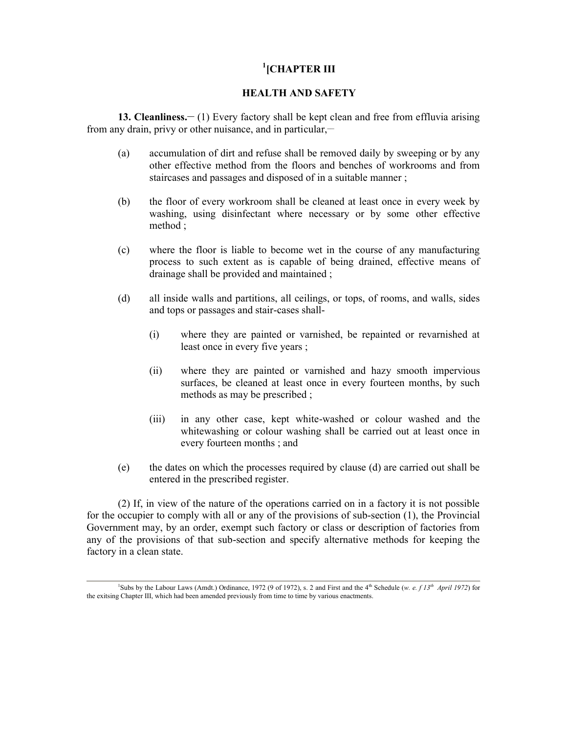## [1][CHAPTER III

## HEALTH AND SAFETY

**13. Cleanliness.**— (1) Every factory shall be kept clean and free from effluvia arising from any drain, privy or other nuisance, and in particular,—

(a) accumulation of dirt and refuse shall be removed daily by sweeping or by any other effective method from the floors and benches of workrooms and from staircases and passages and disposed of in a suitable manner ;

(b) the floor of every workroom shall be cleaned at least once in every week by washing, using disinfectant where necessary or by some other effective method ;

(c) where the floor is liable to become wet in the course of any manufacturing process to such extent as is capable of being drained, effective means of drainage shall be provided and maintained ;

(d) all inside walls and partitions, all ceilings, or tops, of rooms, and walls, sides and tops or passages and stair-cases shall-

(i) where they are painted or varnished, be repainted or revarnished at least once in every five years ;

(ii) where they are painted or varnished and hazy smooth impervious surfaces, be cleaned at least once in every fourteen months, by such methods as may be prescribed ;

(iii) in any other case, kept white-washed or colour washed and the whitewashing or colour washing shall be carried out at least once in every fourteen months ; and

(e) the dates on which the processes required by clause (d) are carried out shall be entered in the prescribed register.

(2) If, in view of the nature of the operations carried on in a factory it is not possible for the occupier to comply with all or any of the provisions of sub-section (1), the Provincial Government may, by an order, exempt such factory or class or description of factories from any of the provisions of that sub-section and specify alternative methods for keeping the factory in a clean state.

---

[1]Subs by the Labour Laws (Amdt.) Ordinance, 1972 (9 of 1972), s. 2 and First and the 4th Schedule (*w. e. f 13th April 1972*) for the exitsing Chapter III, which had been amended previously from time to time by various enactments.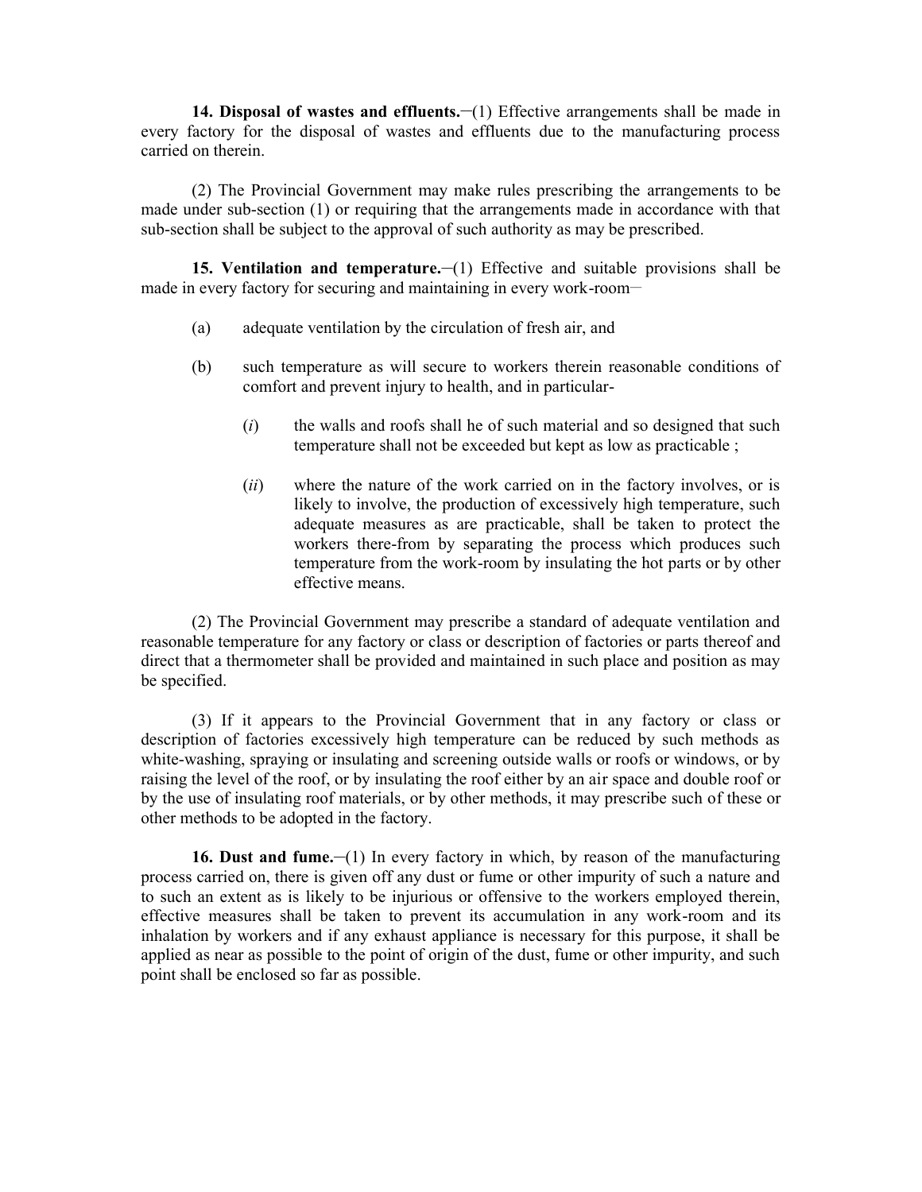**14. Disposal of wastes and effluents.**─(1) Effective arrangements shall be made in every factory for the disposal of wastes and effluents due to the manufacturing process carried on therein.

(2) The Provincial Government may make rules prescribing the arrangements to be made under sub-section (1) or requiring that the arrangements made in accordance with that sub-section shall be subject to the approval of such authority as may be prescribed.

**15. Ventilation and temperature.**─(1) Effective and suitable provisions shall be made in every factory for securing and maintaining in every work-room─

(a) adequate ventilation by the circulation of fresh air, and

(b) such temperature as will secure to workers therein reasonable conditions of comfort and prevent injury to health, and in particular-

(*i*) the walls and roofs shall he of such material and so designed that such temperature shall not be exceeded but kept as low as practicable ;

(*ii*) where the nature of the work carried on in the factory involves, or is likely to involve, the production of excessively high temperature, such adequate measures as are practicable, shall be taken to protect the workers there-from by separating the process which produces such temperature from the work-room by insulating the hot parts or by other effective means.

(2) The Provincial Government may prescribe a standard of adequate ventilation and reasonable temperature for any factory or class or description of factories or parts thereof and direct that a thermometer shall be provided and maintained in such place and position as may be specified.

(3) If it appears to the Provincial Government that in any factory or class or description of factories excessively high temperature can be reduced by such methods as white-washing, spraying or insulating and screening outside walls or roofs or windows, or by raising the level of the roof, or by insulating the roof either by an air space and double roof or by the use of insulating roof materials, or by other methods, it may prescribe such of these or other methods to be adopted in the factory.

**16. Dust and fume.**─(1) In every factory in which, by reason of the manufacturing process carried on, there is given off any dust or fume or other impurity of such a nature and to such an extent as is likely to be injurious or offensive to the workers employed therein, effective measures shall be taken to prevent its accumulation in any work-room and its inhalation by workers and if any exhaust appliance is necessary for this purpose, it shall be applied as near as possible to the point of origin of the dust, fume or other impurity, and such point shall be enclosed so far as possible.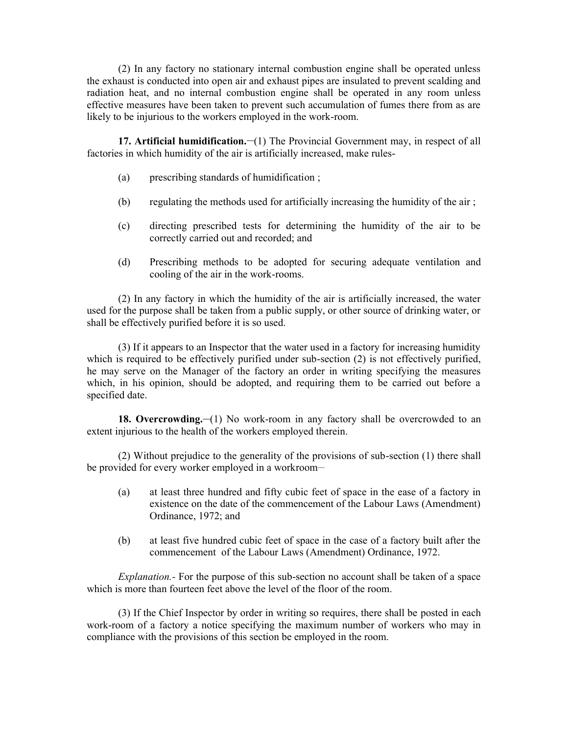(2) In any factory no stationary internal combustion engine shall be operated unless the exhaust is conducted into open air and exhaust pipes are insulated to prevent scalding and radiation heat, and no internal combustion engine shall be operated in any room unless effective measures have been taken to prevent such accumulation of fumes there from as are likely to be injurious to the workers employed in the work-room.

**17. Artificial humidification.**─(1) The Provincial Government may, in respect of all factories in which humidity of the air is artificially increased, make rules-

(a) prescribing standards of humidification ;

(b) regulating the methods used for artificially increasing the humidity of the air ;

(c) directing prescribed tests for determining the humidity of the air to be correctly carried out and recorded; and

(d) Prescribing methods to be adopted for securing adequate ventilation and cooling of the air in the work-rooms.

(2) In any factory in which the humidity of the air is artificially increased, the water used for the purpose shall be taken from a public supply, or other source of drinking water, or shall be effectively purified before it is so used.

(3) If it appears to an Inspector that the water used in a factory for increasing humidity which is required to be effectively purified under sub-section (2) is not effectively purified, he may serve on the Manager of the factory an order in writing specifying the measures which, in his opinion, should be adopted, and requiring them to be carried out before a specified date.

**18. Overcrowding.**─(1) No work-room in any factory shall be overcrowded to an extent injurious to the health of the workers employed therein.

(2) Without prejudice to the generality of the provisions of sub-section (1) there shall be provided for every worker employed in a workroom─

(a) at least three hundred and fifty cubic feet of space in the ease of a factory in existence on the date of the commencement of the Labour Laws (Amendment) Ordinance, 1972; and

(b) at least five hundred cubic feet of space in the case of a factory built after the commencement of the Labour Laws (Amendment) Ordinance, 1972.

*Explanation.-* For the purpose of this sub-section no account shall be taken of a space which is more than fourteen feet above the level of the floor of the room.

(3) If the Chief Inspector by order in writing so requires, there shall be posted in each work-room of a factory a notice specifying the maximum number of workers who may in compliance with the provisions of this section be employed in the room.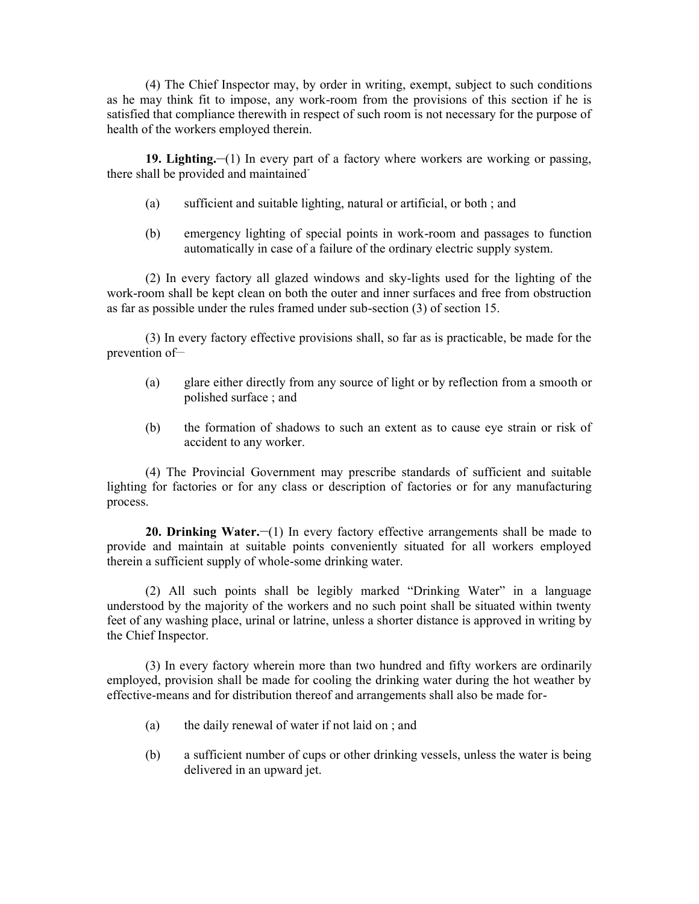(4) The Chief Inspector may, by order in writing, exempt, subject to such conditions as he may think fit to impose, any work-room from the provisions of this section if he is satisfied that compliance therewith in respect of such room is not necessary for the purpose of health of the workers employed therein.

**19. Lighting.**─(1) In every part of a factory where workers are working or passing, there shall be provided and maintained-

(a) sufficient and suitable lighting, natural or artificial, or both ; and

(b) emergency lighting of special points in work-room and passages to function automatically in case of a failure of the ordinary electric supply system.

(2) In every factory all glazed windows and sky-lights used for the lighting of the work-room shall be kept clean on both the outer and inner surfaces and free from obstruction as far as possible under the rules framed under sub-section (3) of section 15.

(3) In every factory effective provisions shall, so far as is practicable, be made for the prevention of─

(a) glare either directly from any source of light or by reflection from a smooth or polished surface ; and

(b) the formation of shadows to such an extent as to cause eye strain or risk of accident to any worker.

(4) The Provincial Government may prescribe standards of sufficient and suitable lighting for factories or for any class or description of factories or for any manufacturing process.

**20. Drinking Water.**─(1) In every factory effective arrangements shall be made to provide and maintain at suitable points conveniently situated for all workers employed therein a sufficient supply of whole-some drinking water.

(2) All such points shall be legibly marked "Drinking Water" in a language understood by the majority of the workers and no such point shall be situated within twenty feet of any washing place, urinal or latrine, unless a shorter distance is approved in writing by the Chief Inspector.

(3) In every factory wherein more than two hundred and fifty workers are ordinarily employed, provision shall be made for cooling the drinking water during the hot weather by effective-means and for distribution thereof and arrangements shall also be made for-

(a) the daily renewal of water if not laid on ; and

(b) a sufficient number of cups or other drinking vessels, unless the water is being delivered in an upward jet.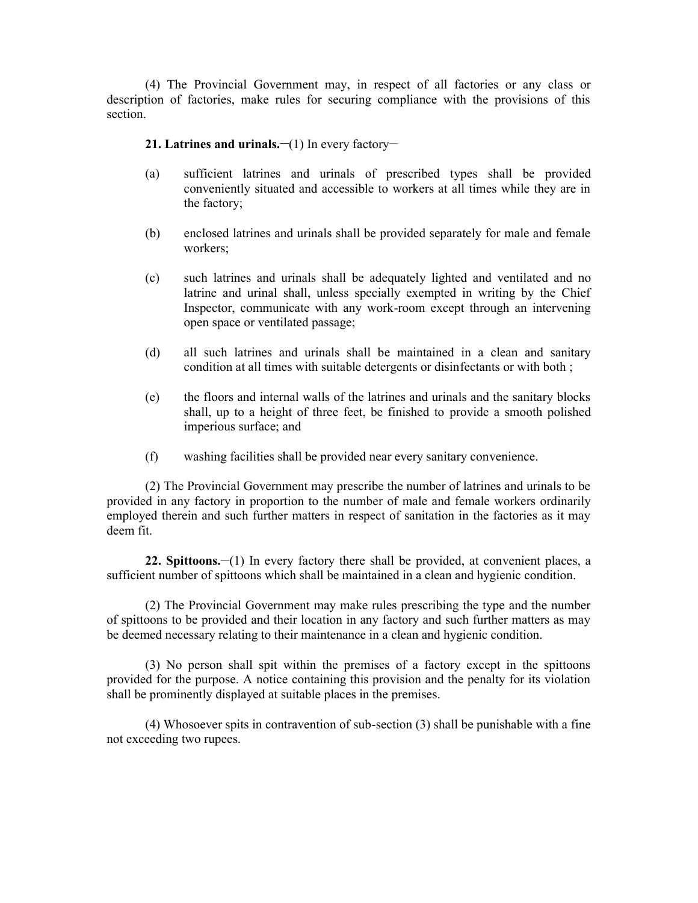(4) The Provincial Government may, in respect of all factories or any class or description of factories, make rules for securing compliance with the provisions of this section.

**21. Latrines and urinals.**─(1) In every factory─

(a) sufficient latrines and urinals of prescribed types shall be provided conveniently situated and accessible to workers at all times while they are in the factory;

(b) enclosed latrines and urinals shall be provided separately for male and female workers;

(c) such latrines and urinals shall be adequately lighted and ventilated and no latrine and urinal shall, unless specially exempted in writing by the Chief Inspector, communicate with any work-room except through an intervening open space or ventilated passage;

(d) all such latrines and urinals shall be maintained in a clean and sanitary condition at all times with suitable detergents or disinfectants or with both ;

(e) the floors and internal walls of the latrines and urinals and the sanitary blocks shall, up to a height of three feet, be finished to provide a smooth polished imperious surface; and

(f) washing facilities shall be provided near every sanitary convenience.

(2) The Provincial Government may prescribe the number of latrines and urinals to be provided in any factory in proportion to the number of male and female workers ordinarily employed therein and such further matters in respect of sanitation in the factories as it may deem fit.

**22. Spittoons.**─(1) In every factory there shall be provided, at convenient places, a sufficient number of spittoons which shall be maintained in a clean and hygienic condition.

(2) The Provincial Government may make rules prescribing the type and the number of spittoons to be provided and their location in any factory and such further matters as may be deemed necessary relating to their maintenance in a clean and hygienic condition.

(3) No person shall spit within the premises of a factory except in the spittoons provided for the purpose. A notice containing this provision and the penalty for its violation shall be prominently displayed at suitable places in the premises.

(4) Whosoever spits in contravention of sub-section (3) shall be punishable with a fine not exceeding two rupees.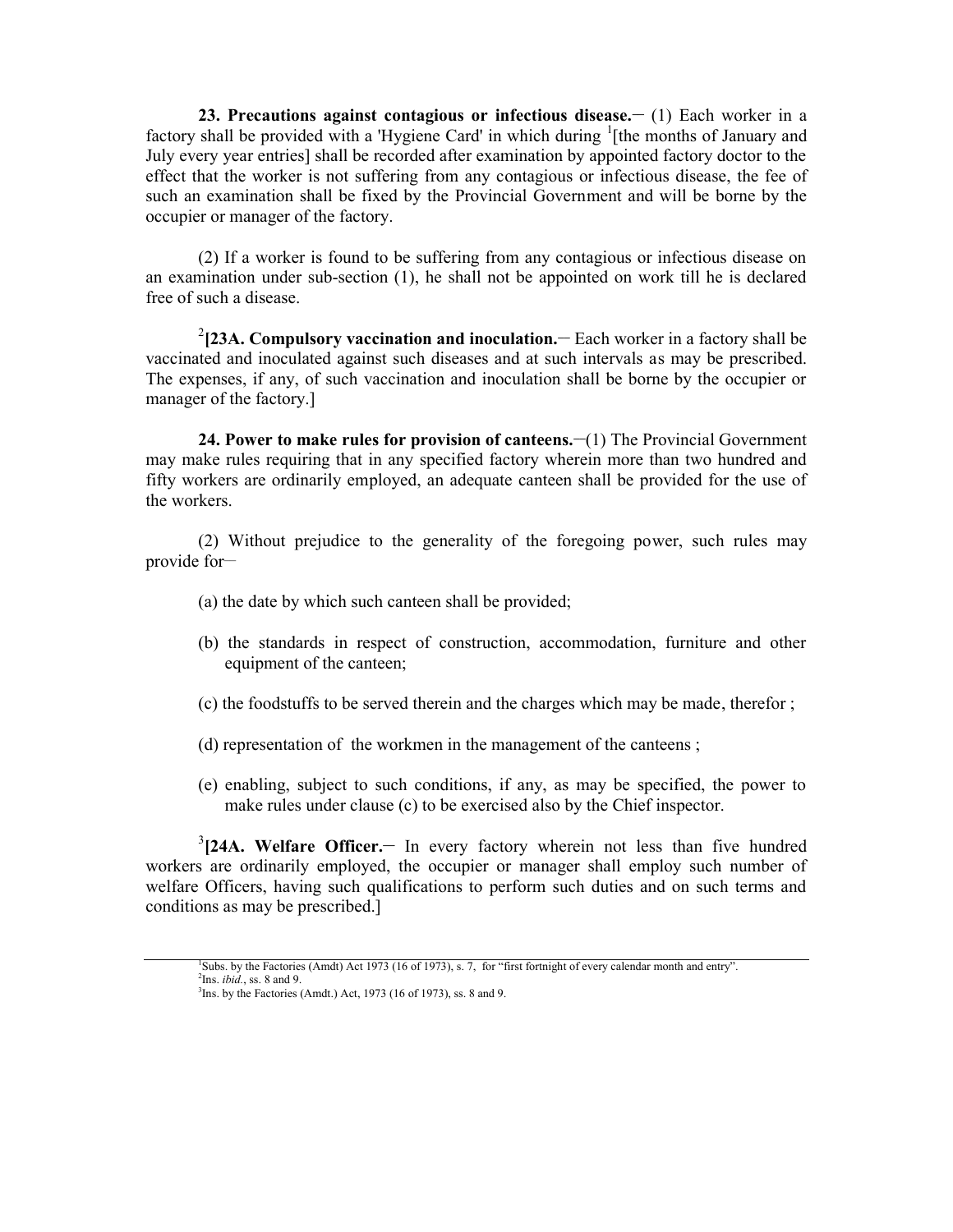**23. Precautions against contagious or infectious disease.**— (1) Each worker in a factory shall be provided with a 'Hygiene Card' in which during [1][the months of January and July every year entries] shall be recorded after examination by appointed factory doctor to the effect that the worker is not suffering from any contagious or infectious disease, the fee of such an examination shall be fixed by the Provincial Government and will be borne by the occupier or manager of the factory.

(2) If a worker is found to be suffering from any contagious or infectious disease on an examination under sub-section (1), he shall not be appointed on work till he is declared free of such a disease.

[2]**[23A. Compulsory vaccination and inoculation.**— Each worker in a factory shall be vaccinated and inoculated against such diseases and at such intervals as may be prescribed. The expenses, if any, of such vaccination and inoculation shall be borne by the occupier or manager of the factory.]

**24. Power to make rules for provision of canteens.**—(1) The Provincial Government may make rules requiring that in any specified factory wherein more than two hundred and fifty workers are ordinarily employed, an adequate canteen shall be provided for the use of the workers.

(2) Without prejudice to the generality of the foregoing power, such rules may provide for—

(a) the date by which such canteen shall be provided;

(b) the standards in respect of construction, accommodation, furniture and other equipment of the canteen;

(c) the foodstuffs to be served therein and the charges which may be made, therefor ;

(d) representation of the workmen in the management of the canteens ;

(e) enabling, subject to such conditions, if any, as may be specified, the power to make rules under clause (c) to be exercised also by the Chief inspector.

[3]**[24A. Welfare Officer.**— In every factory wherein not less than five hundred workers are ordinarily employed, the occupier or manager shall employ such number of welfare Officers, having such qualifications to perform such duties and on such terms and conditions as may be prescribed.]

---

[1] Subs. by the Factories (Amdt) Act 1973 (16 of 1973), s. 7, for "first fortnight of every calendar month and entry".
[2] Ins. *ibid.*, ss. 8 and 9.
[3] Ins. by the Factories (Amdt.) Act, 1973 (16 of 1973), ss. 8 and 9.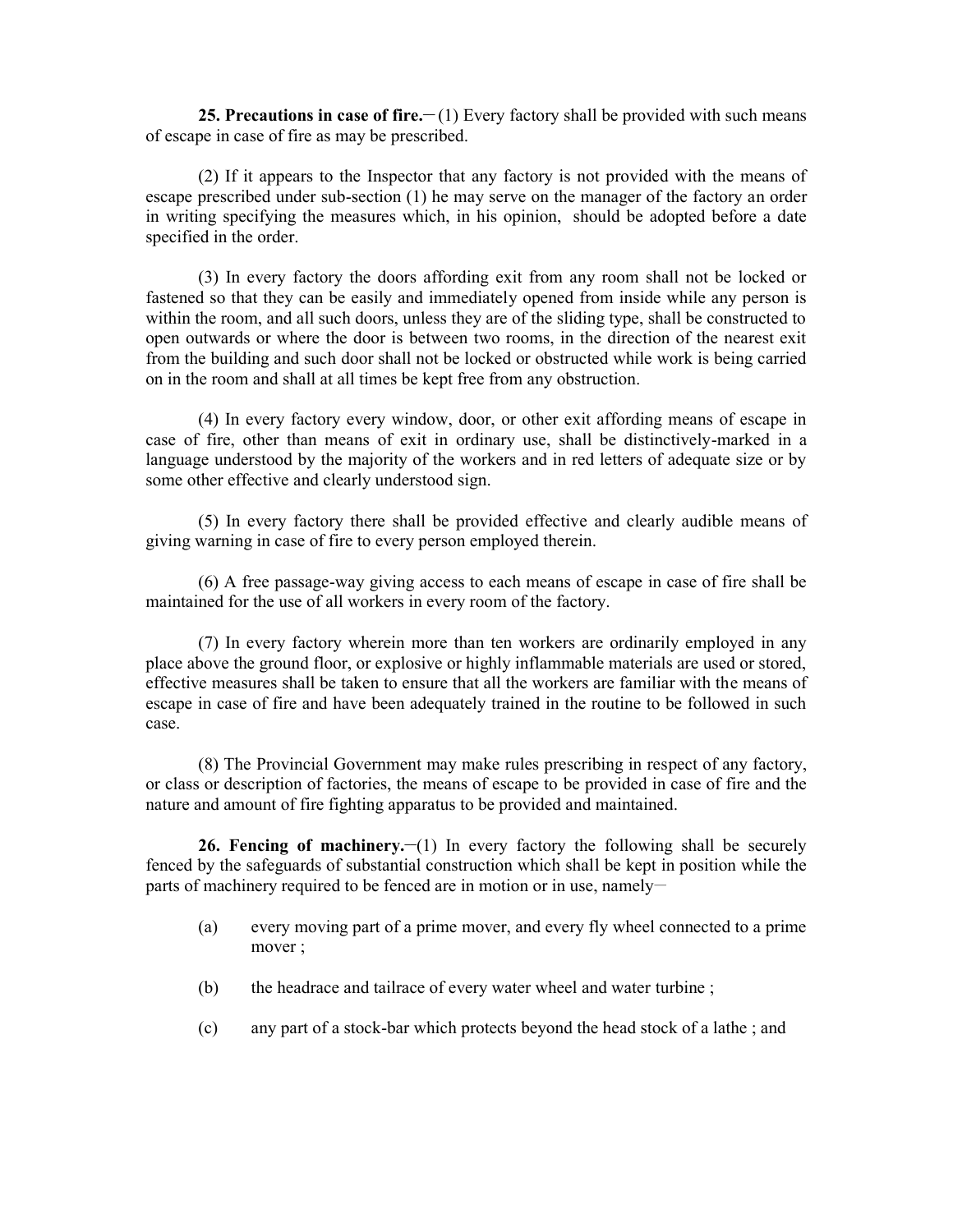**25. Precautions in case of fire.**—(1) Every factory shall be provided with such means of escape in case of fire as may be prescribed.

(2) If it appears to the Inspector that any factory is not provided with the means of escape prescribed under sub-section (1) he may serve on the manager of the factory an order in writing specifying the measures which, in his opinion, should be adopted before a date specified in the order.

(3) In every factory the doors affording exit from any room shall not be locked or fastened so that they can be easily and immediately opened from inside while any person is within the room, and all such doors, unless they are of the sliding type, shall be constructed to open outwards or where the door is between two rooms, in the direction of the nearest exit from the building and such door shall not be locked or obstructed while work is being carried on in the room and shall at all times be kept free from any obstruction.

(4) In every factory every window, door, or other exit affording means of escape in case of fire, other than means of exit in ordinary use, shall be distinctively-marked in a language understood by the majority of the workers and in red letters of adequate size or by some other effective and clearly understood sign.

(5) In every factory there shall be provided effective and clearly audible means of giving warning in case of fire to every person employed therein.

(6) A free passage-way giving access to each means of escape in case of fire shall be maintained for the use of all workers in every room of the factory.

(7) In every factory wherein more than ten workers are ordinarily employed in any place above the ground floor, or explosive or highly inflammable materials are used or stored, effective measures shall be taken to ensure that all the workers are familiar with the means of escape in case of fire and have been adequately trained in the routine to be followed in such case.

(8) The Provincial Government may make rules prescribing in respect of any factory, or class or description of factories, the means of escape to be provided in case of fire and the nature and amount of fire fighting apparatus to be provided and maintained.

**26. Fencing of machinery.**—(1) In every factory the following shall be securely fenced by the safeguards of substantial construction which shall be kept in position while the parts of machinery required to be fenced are in motion or in use, namely—

(a) every moving part of a prime mover, and every fly wheel connected to a prime mover ;

(b) the headrace and tailrace of every water wheel and water turbine ;

(c) any part of a stock-bar which protects beyond the head stock of a lathe ; and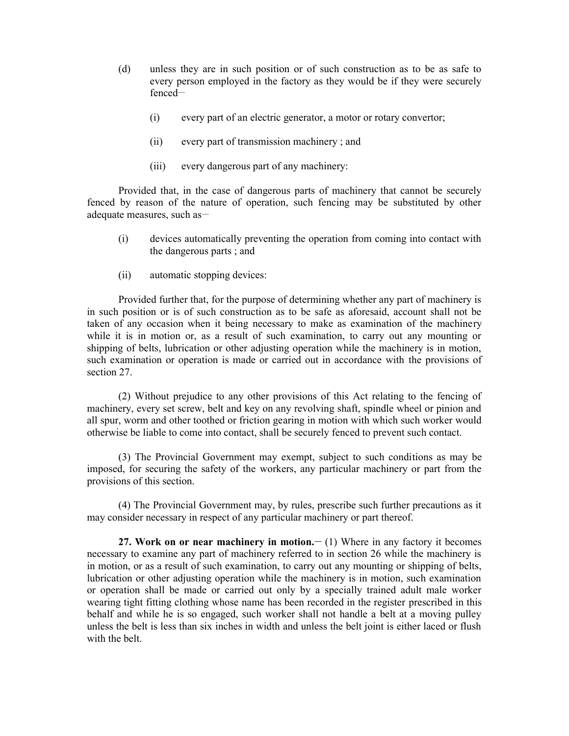(d) unless they are in such position or of such construction as to be as safe to every person employed in the factory as they would be if they were securely fenced—

(i) every part of an electric generator, a motor or rotary convertor;

(ii) every part of transmission machinery ; and

(iii) every dangerous part of any machinery:

Provided that, in the case of dangerous parts of machinery that cannot be securely fenced by reason of the nature of operation, such fencing may be substituted by other adequate measures, such as—

(i) devices automatically preventing the operation from coming into contact with the dangerous parts ; and

(ii) automatic stopping devices:

Provided further that, for the purpose of determining whether any part of machinery is in such position or is of such construction as to be safe as aforesaid, account shall not be taken of any occasion when it being necessary to make as examination of the machinery while it is in motion or, as a result of such examination, to carry out any mounting or shipping of belts, lubrication or other adjusting operation while the machinery is in motion, such examination or operation is made or carried out in accordance with the provisions of section 27.

(2) Without prejudice to any other provisions of this Act relating to the fencing of machinery, every set screw, belt and key on any revolving shaft, spindle wheel or pinion and all spur, worm and other toothed or friction gearing in motion with which such worker would otherwise be liable to come into contact, shall be securely fenced to prevent such contact.

(3) The Provincial Government may exempt, subject to such conditions as may be imposed, for securing the safety of the workers, any particular machinery or part from the provisions of this section.

(4) The Provincial Government may, by rules, prescribe such further precautions as it may consider necessary in respect of any particular machinery or part thereof.

**27. Work on or near machinery in motion.**— (1) Where in any factory it becomes necessary to examine any part of machinery referred to in section 26 while the machinery is in motion, or as a result of such examination, to carry out any mounting or shipping of belts, lubrication or other adjusting operation while the machinery is in motion, such examination or operation shall be made or carried out only by a specially trained adult male worker wearing tight fitting clothing whose name has been recorded in the register prescribed in this behalf and while he is so engaged, such worker shall not handle a belt at a moving pulley unless the belt is less than six inches in width and unless the belt joint is either laced or flush with the belt.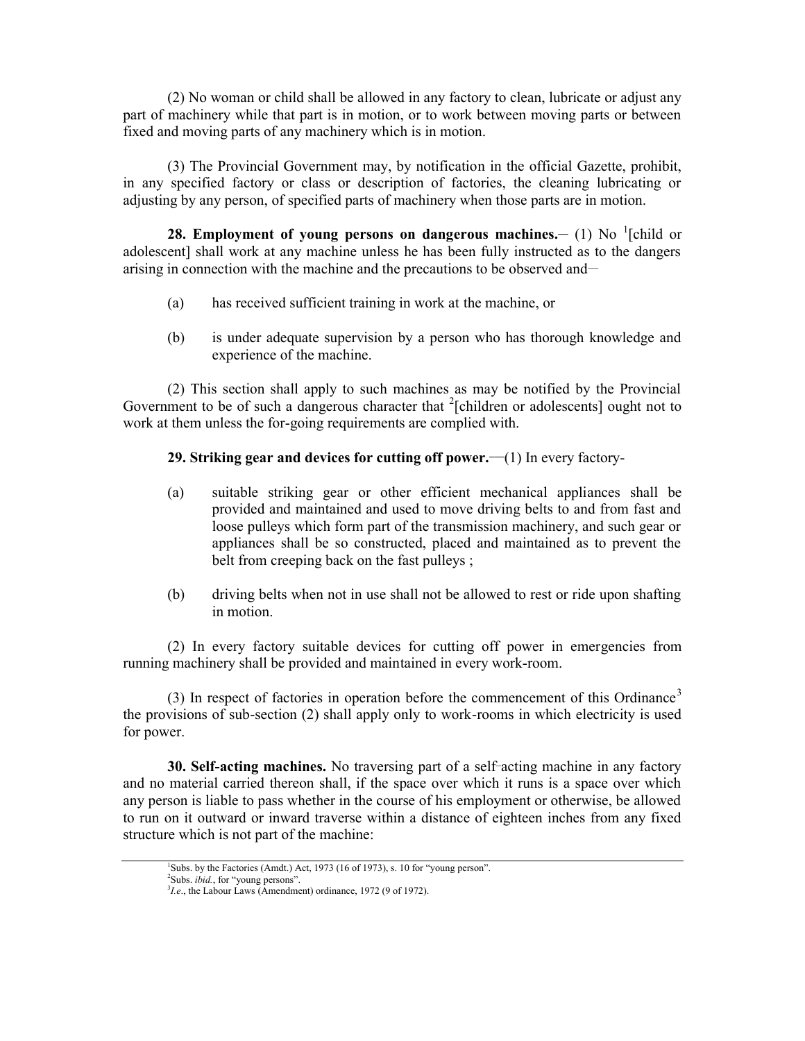(2) No woman or child shall be allowed in any factory to clean, lubricate or adjust any part of machinery while that part is in motion, or to work between moving parts or between fixed and moving parts of any machinery which is in motion.

(3) The Provincial Government may, by notification in the official Gazette, prohibit, in any specified factory or class or description of factories, the cleaning lubricating or adjusting by any person, of specified parts of machinery when those parts are in motion.

**28. Employment of young persons on dangerous machines.**– (1) No [1][child or adolescent] shall work at any machine unless he has been fully instructed as to the dangers arising in connection with the machine and the precautions to be observed and—

(a) has received sufficient training in work at the machine, or

(b) is under adequate supervision by a person who has thorough knowledge and experience of the machine.

(2) This section shall apply to such machines as may be notified by the Provincial Government to be of such a dangerous character that [2][children or adolescents] ought not to work at them unless the for-going requirements are complied with.

**29. Striking gear and devices for cutting off power.**—(1) In every factory-

(a) suitable striking gear or other efficient mechanical appliances shall be provided and maintained and used to move driving belts to and from fast and loose pulleys which form part of the transmission machinery, and such gear or appliances shall be so constructed, placed and maintained as to prevent the belt from creeping back on the fast pulleys ;

(b) driving belts when not in use shall not be allowed to rest or ride upon shafting in motion.

(2) In every factory suitable devices for cutting off power in emergencies from running machinery shall be provided and maintained in every work-room.

(3) In respect of factories in operation before the commencement of this Ordinance[3] the provisions of sub-section (2) shall apply only to work-rooms in which electricity is used for power.

**30. Self-acting machines.** No traversing part of a self-acting machine in any factory and no material carried thereon shall, if the space over which it runs is a space over which any person is liable to pass whether in the course of his employment or otherwise, be allowed to run on it outward or inward traverse within a distance of eighteen inches from any fixed structure which is not part of the machine:

---

[1]Subs. by the Factories (Amdt.) Act, 1973 (16 of 1973), s. 10 for "young person".

[2]Subs. *ibid.*, for "young persons".

[3]*I.e.*, the Labour Laws (Amendment) ordinance, 1972 (9 of 1972).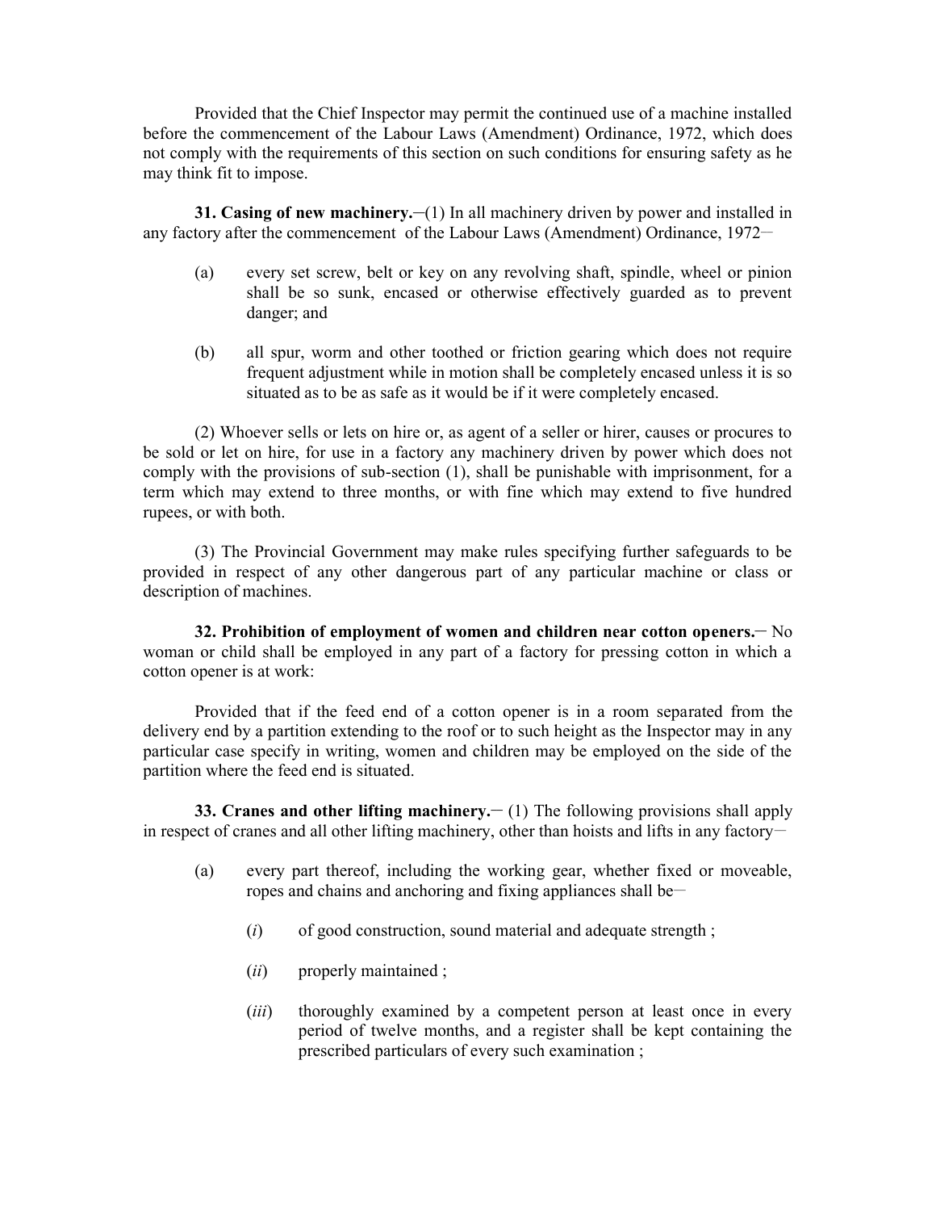Provided that the Chief Inspector may permit the continued use of a machine installed before the commencement of the Labour Laws (Amendment) Ordinance, 1972, which does not comply with the requirements of this section on such conditions for ensuring safety as he may think fit to impose.

**31. Casing of new machinery.**―(1) In all machinery driven by power and installed in any factory after the commencement of the Labour Laws (Amendment) Ordinance, 1972―

(a) every set screw, belt or key on any revolving shaft, spindle, wheel or pinion shall be so sunk, encased or otherwise effectively guarded as to prevent danger; and

(b) all spur, worm and other toothed or friction gearing which does not require frequent adjustment while in motion shall be completely encased unless it is so situated as to be as safe as it would be if it were completely encased.

(2) Whoever sells or lets on hire or, as agent of a seller or hirer, causes or procures to be sold or let on hire, for use in a factory any machinery driven by power which does not comply with the provisions of sub-section (1), shall be punishable with imprisonment, for a term which may extend to three months, or with fine which may extend to five hundred rupees, or with both.

(3) The Provincial Government may make rules specifying further safeguards to be provided in respect of any other dangerous part of any particular machine or class or description of machines.

**32. Prohibition of employment of women and children near cotton openers.**― No woman or child shall be employed in any part of a factory for pressing cotton in which a cotton opener is at work:

Provided that if the feed end of a cotton opener is in a room separated from the delivery end by a partition extending to the roof or to such height as the Inspector may in any particular case specify in writing, women and children may be employed on the side of the partition where the feed end is situated.

**33. Cranes and other lifting machinery.**― (1) The following provisions shall apply in respect of cranes and all other lifting machinery, other than hoists and lifts in any factory―

(a) every part thereof, including the working gear, whether fixed or moveable, ropes and chains and anchoring and fixing appliances shall be―

(*i*) of good construction, sound material and adequate strength ;

(*ii*) properly maintained ;

(*iii*) thoroughly examined by a competent person at least once in every period of twelve months, and a register shall be kept containing the prescribed particulars of every such examination ;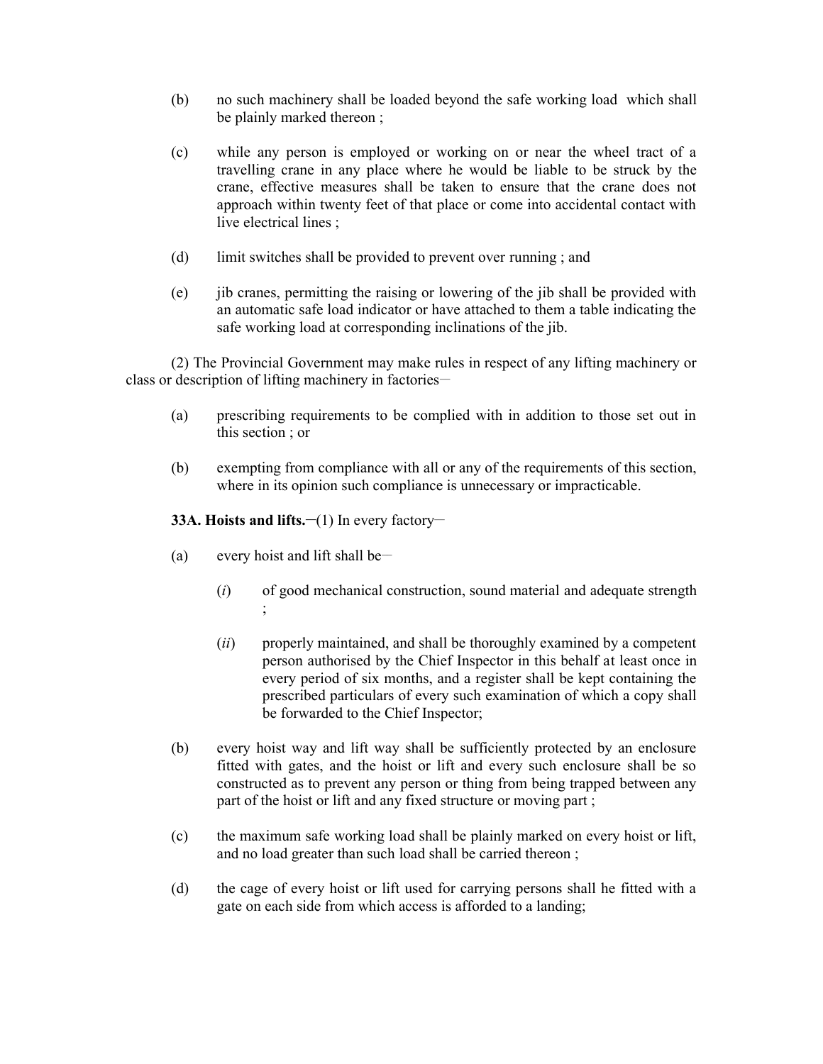(b) no such machinery shall be loaded beyond the safe working load which shall be plainly marked thereon ;

(c) while any person is employed or working on or near the wheel tract of a travelling crane in any place where he would be liable to be struck by the crane, effective measures shall be taken to ensure that the crane does not approach within twenty feet of that place or come into accidental contact with live electrical lines ;

(d) limit switches shall be provided to prevent over running ; and

(e) jib cranes, permitting the raising or lowering of the jib shall be provided with an automatic safe load indicator or have attached to them a table indicating the safe working load at corresponding inclinations of the jib.

(2) The Provincial Government may make rules in respect of any lifting machinery or class or description of lifting machinery in factories—

(a) prescribing requirements to be complied with in addition to those set out in this section ; or

(b) exempting from compliance with all or any of the requirements of this section, where in its opinion such compliance is unnecessary or impracticable.

**33A. Hoists and lifts.**—(1) In every factory—

(a) every hoist and lift shall be—

(*i*) of good mechanical construction, sound material and adequate strength ;

(*ii*) properly maintained, and shall be thoroughly examined by a competent person authorised by the Chief Inspector in this behalf at least once in every period of six months, and a register shall be kept containing the prescribed particulars of every such examination of which a copy shall be forwarded to the Chief Inspector;

(b) every hoist way and lift way shall be sufficiently protected by an enclosure fitted with gates, and the hoist or lift and every such enclosure shall be so constructed as to prevent any person or thing from being trapped between any part of the hoist or lift and any fixed structure or moving part ;

(c) the maximum safe working load shall be plainly marked on every hoist or lift, and no load greater than such load shall be carried thereon ;

(d) the cage of every hoist or lift used for carrying persons shall he fitted with a gate on each side from which access is afforded to a landing;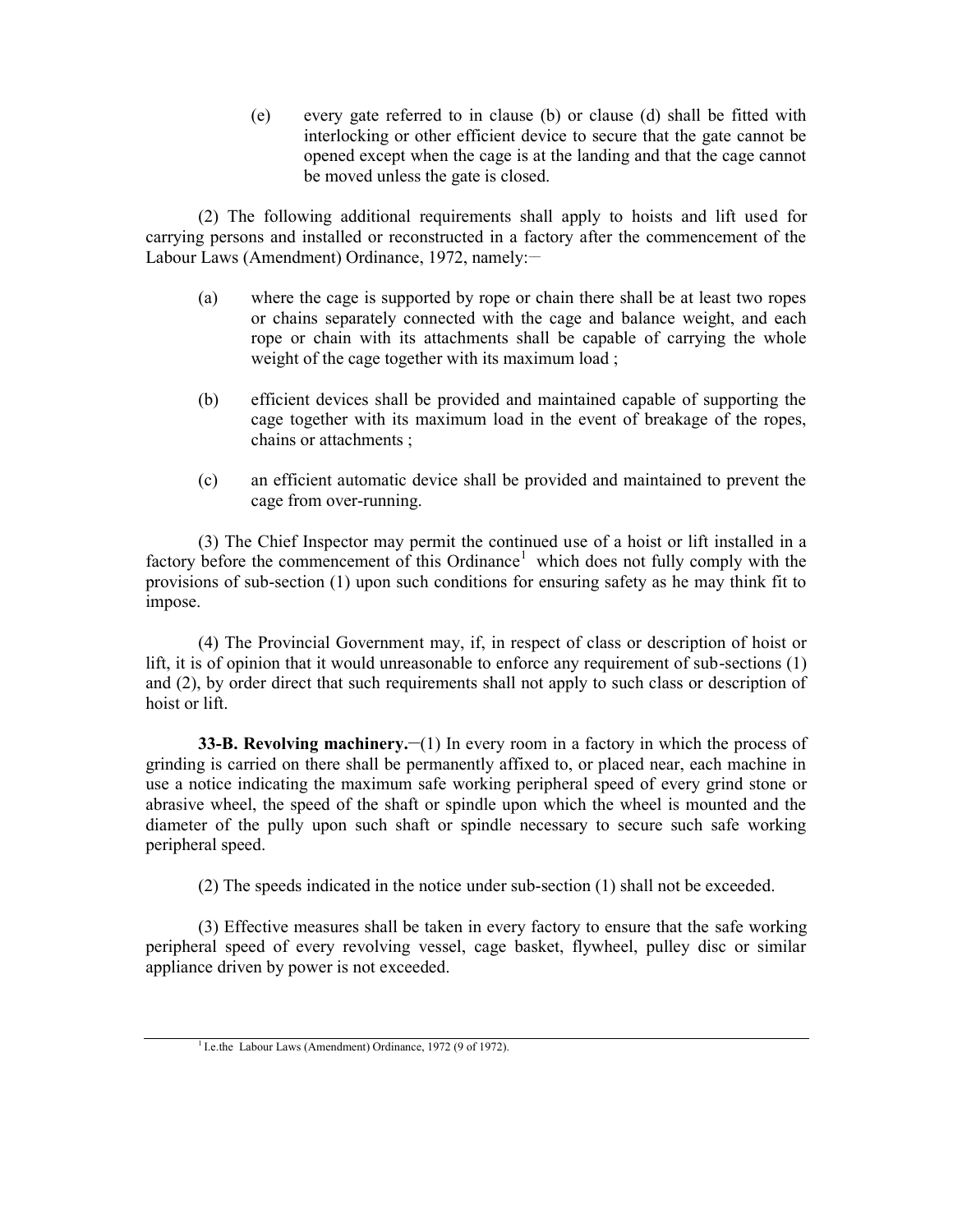(e) every gate referred to in clause (b) or clause (d) shall be fitted with interlocking or other efficient device to secure that the gate cannot be opened except when the cage is at the landing and that the cage cannot be moved unless the gate is closed.

(2) The following additional requirements shall apply to hoists and lift used for carrying persons and installed or reconstructed in a factory after the commencement of the Labour Laws (Amendment) Ordinance, 1972, namely:―

(a) where the cage is supported by rope or chain there shall be at least two ropes or chains separately connected with the cage and balance weight, and each rope or chain with its attachments shall be capable of carrying the whole weight of the cage together with its maximum load ;

(b) efficient devices shall be provided and maintained capable of supporting the cage together with its maximum load in the event of breakage of the ropes, chains or attachments ;

(c) an efficient automatic device shall be provided and maintained to prevent the cage from over-running.

(3) The Chief Inspector may permit the continued use of a hoist or lift installed in a factory before the commencement of this Ordinance[1] which does not fully comply with the provisions of sub-section (1) upon such conditions for ensuring safety as he may think fit to impose.

(4) The Provincial Government may, if, in respect of class or description of hoist or lift, it is of opinion that it would unreasonable to enforce any requirement of sub-sections (1) and (2), by order direct that such requirements shall not apply to such class or description of hoist or lift.

**33-B. Revolving machinery.**―(1) In every room in a factory in which the process of grinding is carried on there shall be permanently affixed to, or placed near, each machine in use a notice indicating the maximum safe working peripheral speed of every grind stone or abrasive wheel, the speed of the shaft or spindle upon which the wheel is mounted and the diameter of the pully upon such shaft or spindle necessary to secure such safe working peripheral speed.

(2) The speeds indicated in the notice under sub-section (1) shall not be exceeded.

(3) Effective measures shall be taken in every factory to ensure that the safe working peripheral speed of every revolving vessel, cage basket, flywheel, pulley disc or similar appliance driven by power is not exceeded.

---

[1] I.e.the Labour Laws (Amendment) Ordinance, 1972 (9 of 1972).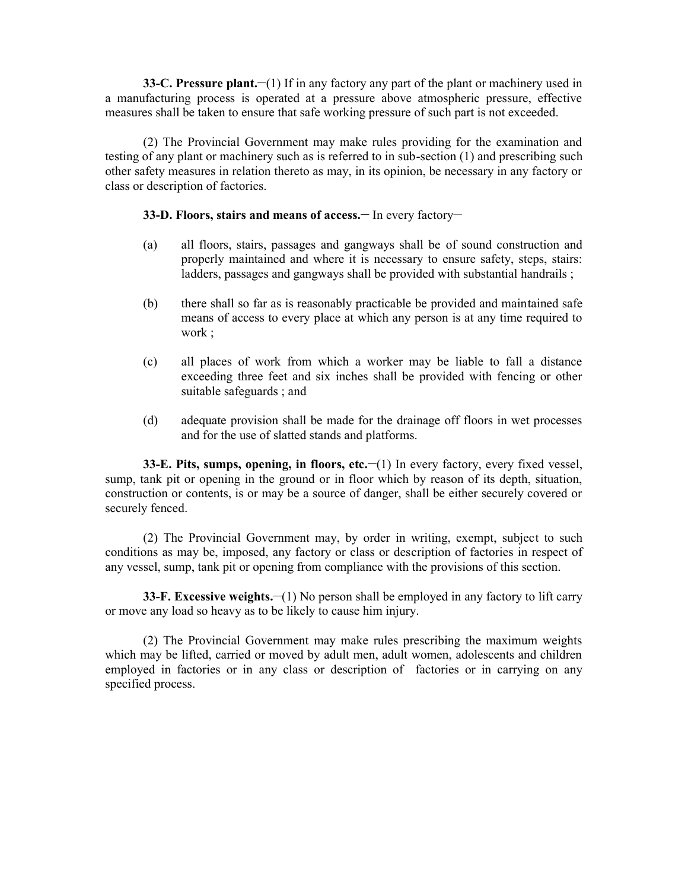**33-C. Pressure plant.**―(1) If in any factory any part of the plant or machinery used in a manufacturing process is operated at a pressure above atmospheric pressure, effective measures shall be taken to ensure that safe working pressure of such part is not exceeded.

(2) The Provincial Government may make rules providing for the examination and testing of any plant or machinery such as is referred to in sub-section (1) and prescribing such other safety measures in relation thereto as may, in its opinion, be necessary in any factory or class or description of factories.

**33-D. Floors, stairs and means of access.**― In every factory―

(a) all floors, stairs, passages and gangways shall be of sound construction and properly maintained and where it is necessary to ensure safety, steps, stairs: ladders, passages and gangways shall be provided with substantial handrails ;

(b) there shall so far as is reasonably practicable be provided and maintained safe means of access to every place at which any person is at any time required to work ;

(c) all places of work from which a worker may be liable to fall a distance exceeding three feet and six inches shall be provided with fencing or other suitable safeguards ; and

(d) adequate provision shall be made for the drainage off floors in wet processes and for the use of slatted stands and platforms.

**33-E. Pits, sumps, opening, in floors, etc.**―(1) In every factory, every fixed vessel, sump, tank pit or opening in the ground or in floor which by reason of its depth, situation, construction or contents, is or may be a source of danger, shall be either securely covered or securely fenced.

(2) The Provincial Government may, by order in writing, exempt, subject to such conditions as may be, imposed, any factory or class or description of factories in respect of any vessel, sump, tank pit or opening from compliance with the provisions of this section.

**33-F. Excessive weights.**―(1) No person shall be employed in any factory to lift carry or move any load so heavy as to be likely to cause him injury.

(2) The Provincial Government may make rules prescribing the maximum weights which may be lifted, carried or moved by adult men, adult women, adolescents and children employed in factories or in any class or description of factories or in carrying on any specified process.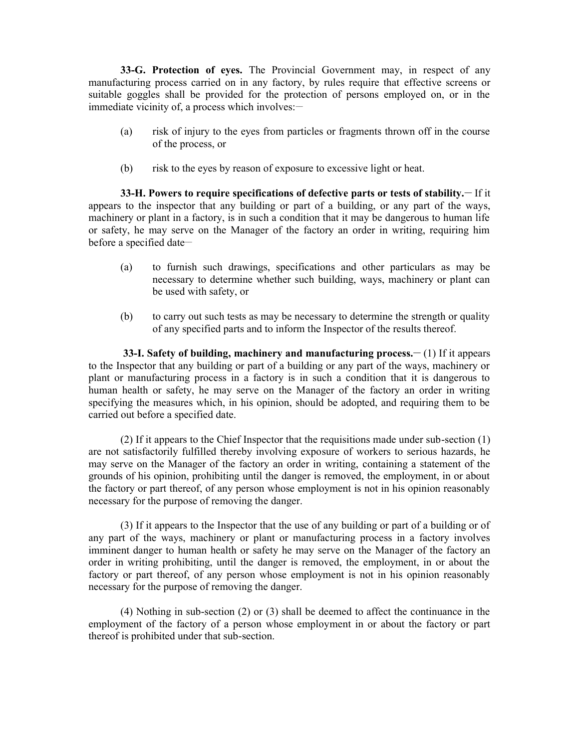**33-G. Protection of eyes.** The Provincial Government may, in respect of any manufacturing process carried on in any factory, by rules require that effective screens or suitable goggles shall be provided for the protection of persons employed on, or in the immediate vicinity of, a process which involves:—

(a) risk of injury to the eyes from particles or fragments thrown off in the course of the process, or

(b) risk to the eyes by reason of exposure to excessive light or heat.

**33-H. Powers to require specifications of defective parts or tests of stability.**— If it appears to the inspector that any building or part of a building, or any part of the ways, machinery or plant in a factory, is in such a condition that it may be dangerous to human life or safety, he may serve on the Manager of the factory an order in writing, requiring him before a specified date—

(a) to furnish such drawings, specifications and other particulars as may be necessary to determine whether such building, ways, machinery or plant can be used with safety, or

(b) to carry out such tests as may be necessary to determine the strength or quality of any specified parts and to inform the Inspector of the results thereof.

**33-I. Safety of building, machinery and manufacturing process.**— (1) If it appears to the Inspector that any building or part of a building or any part of the ways, machinery or plant or manufacturing process in a factory is in such a condition that it is dangerous to human health or safety, he may serve on the Manager of the factory an order in writing specifying the measures which, in his opinion, should be adopted, and requiring them to be carried out before a specified date.

(2) If it appears to the Chief Inspector that the requisitions made under sub-section (1) are not satisfactorily fulfilled thereby involving exposure of workers to serious hazards, he may serve on the Manager of the factory an order in writing, containing a statement of the grounds of his opinion, prohibiting until the danger is removed, the employment, in or about the factory or part thereof, of any person whose employment is not in his opinion reasonably necessary for the purpose of removing the danger.

(3) If it appears to the Inspector that the use of any building or part of a building or of any part of the ways, machinery or plant or manufacturing process in a factory involves imminent danger to human health or safety he may serve on the Manager of the factory an order in writing prohibiting, until the danger is removed, the employment, in or about the factory or part thereof, of any person whose employment is not in his opinion reasonably necessary for the purpose of removing the danger.

(4) Nothing in sub-section (2) or (3) shall be deemed to affect the continuance in the employment of the factory of a person whose employment in or about the factory or part thereof is prohibited under that sub-section.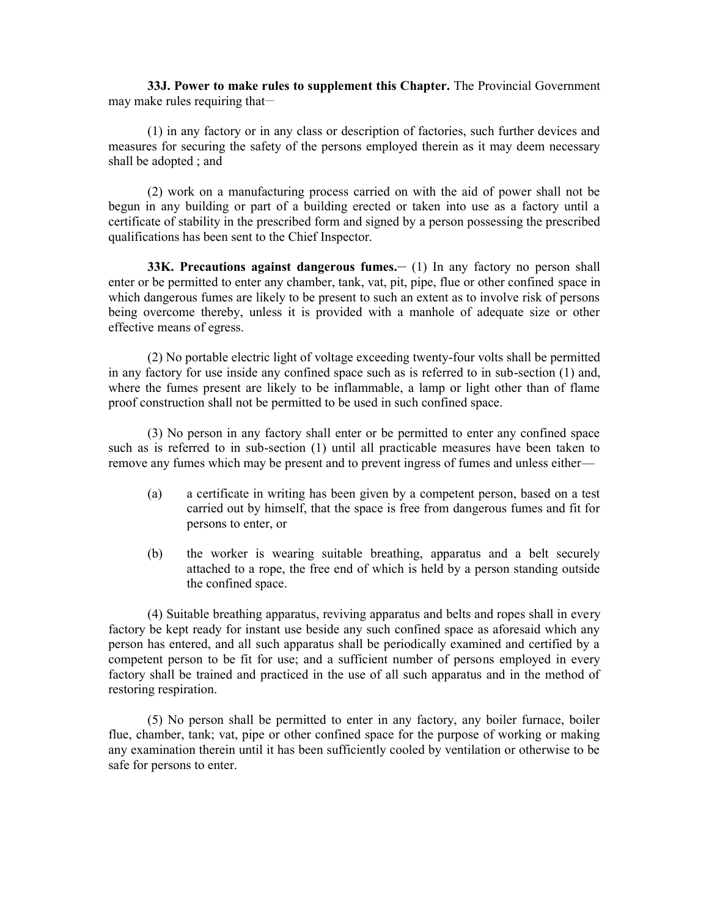**33J. Power to make rules to supplement this Chapter.** The Provincial Government may make rules requiring that–

(1) in any factory or in any class or description of factories, such further devices and measures for securing the safety of the persons employed therein as it may deem necessary shall be adopted ; and

(2) work on a manufacturing process carried on with the aid of power shall not be begun in any building or part of a building erected or taken into use as a factory until a certificate of stability in the prescribed form and signed by a person possessing the prescribed qualifications has been sent to the Chief Inspector.

**33K. Precautions against dangerous fumes.**– (1) In any factory no person shall enter or be permitted to enter any chamber, tank, vat, pit, pipe, flue or other confined space in which dangerous fumes are likely to be present to such an extent as to involve risk of persons being overcome thereby, unless it is provided with a manhole of adequate size or other effective means of egress.

(2) No portable electric light of voltage exceeding twenty-four volts shall be permitted in any factory for use inside any confined space such as is referred to in sub-section (1) and, where the fumes present are likely to be inflammable, a lamp or light other than of flame proof construction shall not be permitted to be used in such confined space.

(3) No person in any factory shall enter or be permitted to enter any confined space such as is referred to in sub-section (1) until all practicable measures have been taken to remove any fumes which may be present and to prevent ingress of fumes and unless either—

(a) a certificate in writing has been given by a competent person, based on a test carried out by himself, that the space is free from dangerous fumes and fit for persons to enter, or

(b) the worker is wearing suitable breathing, apparatus and a belt securely attached to a rope, the free end of which is held by a person standing outside the confined space.

(4) Suitable breathing apparatus, reviving apparatus and belts and ropes shall in every factory be kept ready for instant use beside any such confined space as aforesaid which any person has entered, and all such apparatus shall be periodically examined and certified by a competent person to be fit for use; and a sufficient number of persons employed in every factory shall be trained and practiced in the use of all such apparatus and in the method of restoring respiration.

(5) No person shall be permitted to enter in any factory, any boiler furnace, boiler flue, chamber, tank; vat, pipe or other confined space for the purpose of working or making any examination therein until it has been sufficiently cooled by ventilation or otherwise to be safe for persons to enter.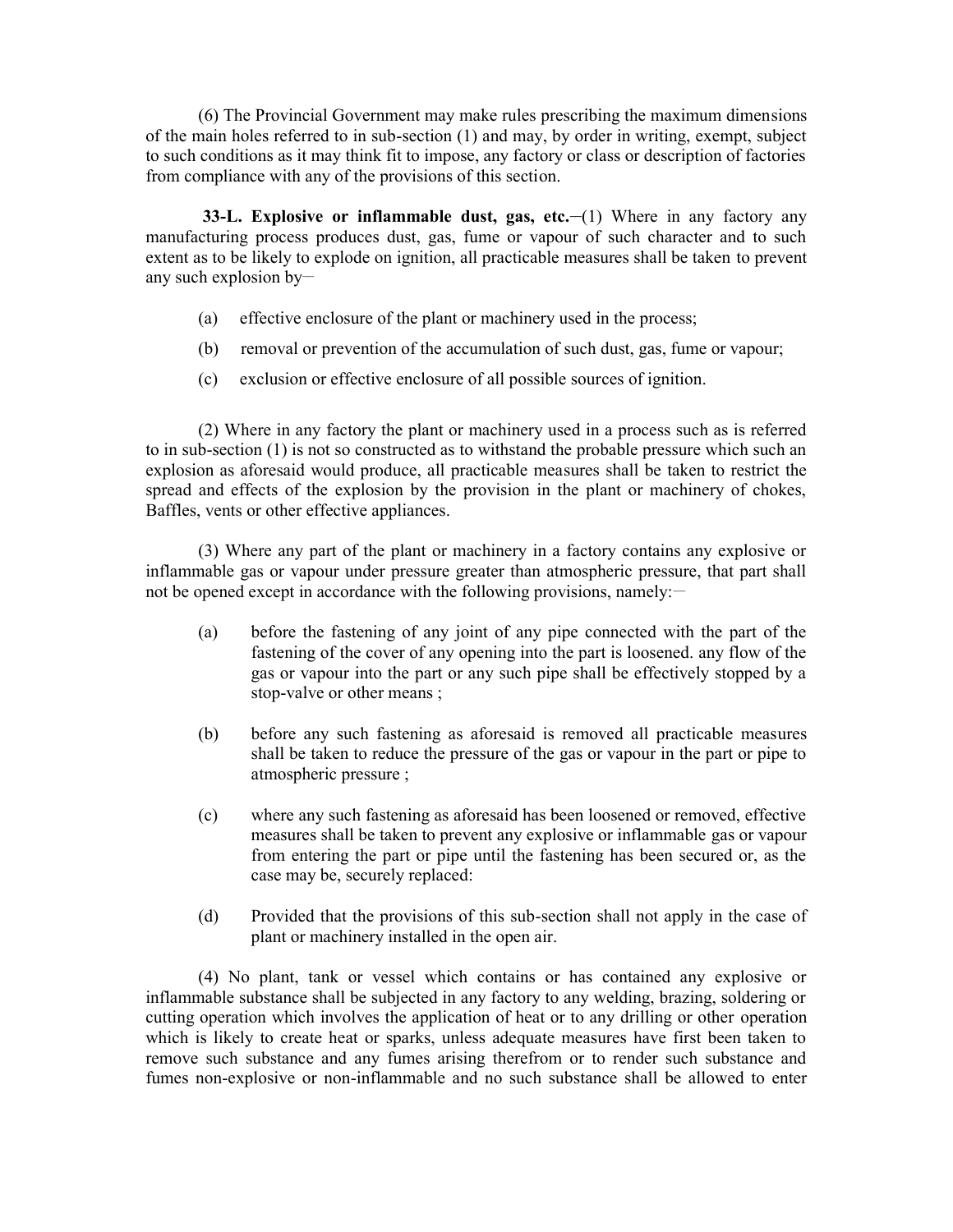(6) The Provincial Government may make rules prescribing the maximum dimensions of the main holes referred to in sub-section (1) and may, by order in writing, exempt, subject to such conditions as it may think fit to impose, any factory or class or description of factories from compliance with any of the provisions of this section.

**33-L. Explosive or inflammable dust, gas, etc.**—(1) Where in any factory any manufacturing process produces dust, gas, fume or vapour of such character and to such extent as to be likely to explode on ignition, all practicable measures shall be taken to prevent any such explosion by—

(a) effective enclosure of the plant or machinery used in the process;

(b) removal or prevention of the accumulation of such dust, gas, fume or vapour;

(c) exclusion or effective enclosure of all possible sources of ignition.

(2) Where in any factory the plant or machinery used in a process such as is referred to in sub-section (1) is not so constructed as to withstand the probable pressure which such an explosion as aforesaid would produce, all practicable measures shall be taken to restrict the spread and effects of the explosion by the provision in the plant or machinery of chokes, Baffles, vents or other effective appliances.

(3) Where any part of the plant or machinery in a factory contains any explosive or inflammable gas or vapour under pressure greater than atmospheric pressure, that part shall not be opened except in accordance with the following provisions, namely:—

(a) before the fastening of any joint of any pipe connected with the part of the fastening of the cover of any opening into the part is loosened. any flow of the gas or vapour into the part or any such pipe shall be effectively stopped by a stop-valve or other means ;

(b) before any such fastening as aforesaid is removed all practicable measures shall be taken to reduce the pressure of the gas or vapour in the part or pipe to atmospheric pressure ;

(c) where any such fastening as aforesaid has been loosened or removed, effective measures shall be taken to prevent any explosive or inflammable gas or vapour from entering the part or pipe until the fastening has been secured or, as the case may be, securely replaced:

(d) Provided that the provisions of this sub-section shall not apply in the case of plant or machinery installed in the open air.

(4) No plant, tank or vessel which contains or has contained any explosive or inflammable substance shall be subjected in any factory to any welding, brazing, soldering or cutting operation which involves the application of heat or to any drilling or other operation which is likely to create heat or sparks, unless adequate measures have first been taken to remove such substance and any fumes arising therefrom or to render such substance and fumes non-explosive or non-inflammable and no such substance shall be allowed to enter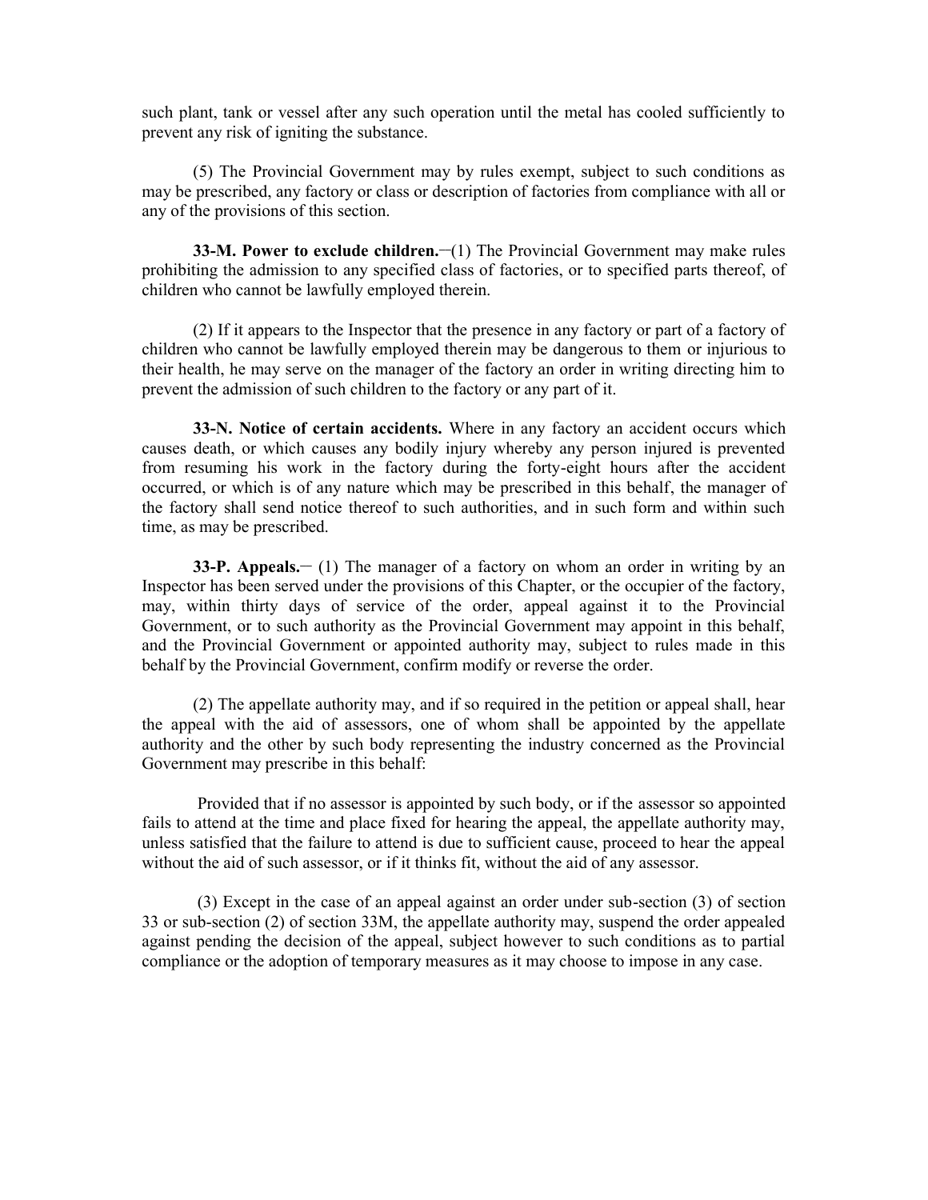such plant, tank or vessel after any such operation until the metal has cooled sufficiently to prevent any risk of igniting the substance.

(5) The Provincial Government may by rules exempt, subject to such conditions as may be prescribed, any factory or class or description of factories from compliance with all or any of the provisions of this section.

**33-M. Power to exclude children.**─(1) The Provincial Government may make rules prohibiting the admission to any specified class of factories, or to specified parts thereof, of children who cannot be lawfully employed therein.

(2) If it appears to the Inspector that the presence in any factory or part of a factory of children who cannot be lawfully employed therein may be dangerous to them or injurious to their health, he may serve on the manager of the factory an order in writing directing him to prevent the admission of such children to the factory or any part of it.

**33-N. Notice of certain accidents.** Where in any factory an accident occurs which causes death, or which causes any bodily injury whereby any person injured is prevented from resuming his work in the factory during the forty-eight hours after the accident occurred, or which is of any nature which may be prescribed in this behalf, the manager of the factory shall send notice thereof to such authorities, and in such form and within such time, as may be prescribed.

**33-P. Appeals.**─ (1) The manager of a factory on whom an order in writing by an Inspector has been served under the provisions of this Chapter, or the occupier of the factory, may, within thirty days of service of the order, appeal against it to the Provincial Government, or to such authority as the Provincial Government may appoint in this behalf, and the Provincial Government or appointed authority may, subject to rules made in this behalf by the Provincial Government, confirm modify or reverse the order.

(2) The appellate authority may, and if so required in the petition or appeal shall, hear the appeal with the aid of assessors, one of whom shall be appointed by the appellate authority and the other by such body representing the industry concerned as the Provincial Government may prescribe in this behalf:

Provided that if no assessor is appointed by such body, or if the assessor so appointed fails to attend at the time and place fixed for hearing the appeal, the appellate authority may, unless satisfied that the failure to attend is due to sufficient cause, proceed to hear the appeal without the aid of such assessor, or if it thinks fit, without the aid of any assessor.

(3) Except in the case of an appeal against an order under sub-section (3) of section 33 or sub-section (2) of section 33M, the appellate authority may, suspend the order appealed against pending the decision of the appeal, subject however to such conditions as to partial compliance or the adoption of temporary measures as it may choose to impose in any case.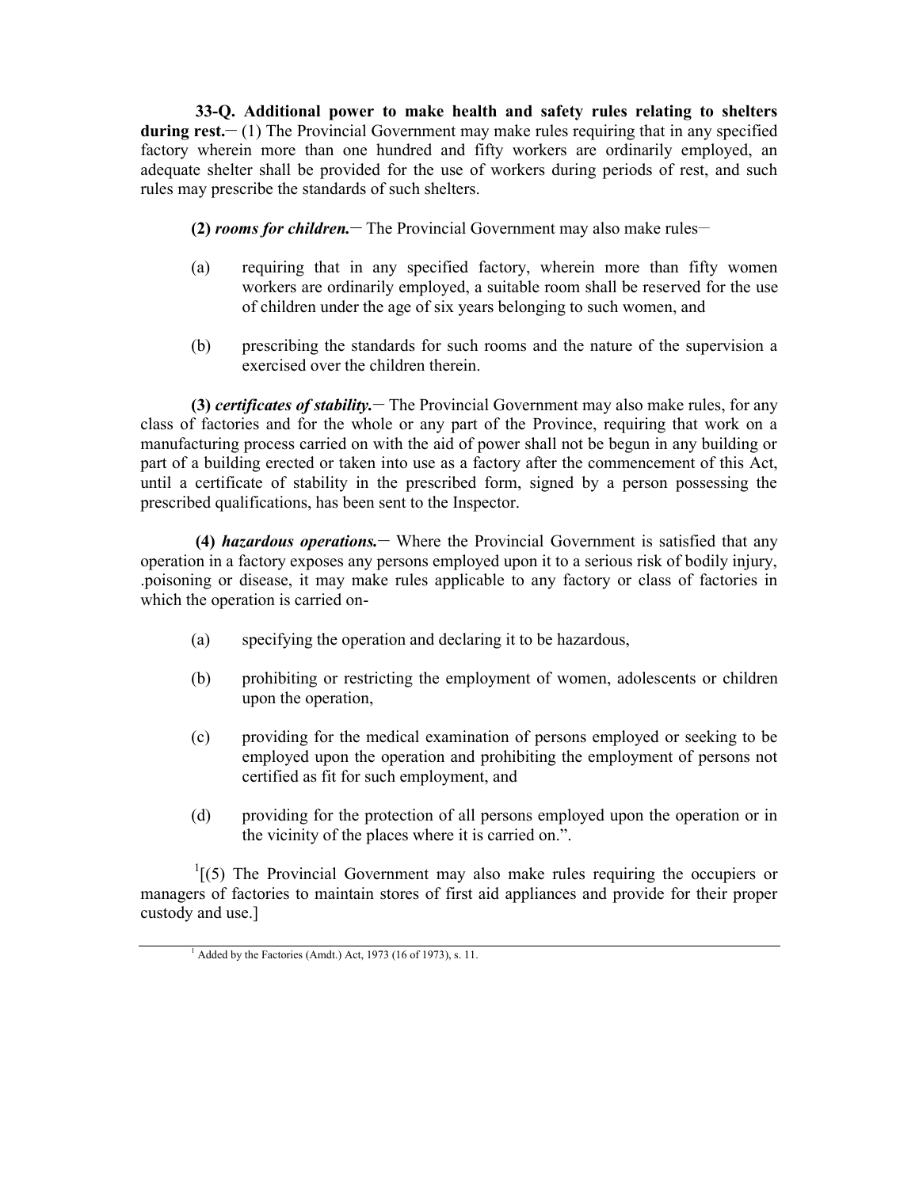**33-Q. Additional power to make health and safety rules relating to shelters during rest.**― (1) The Provincial Government may make rules requiring that in any specified factory wherein more than one hundred and fifty workers are ordinarily employed, an adequate shelter shall be provided for the use of workers during periods of rest, and such rules may prescribe the standards of such shelters.

**(2)** ***rooms for children.***― The Provincial Government may also make rules―

(a) requiring that in any specified factory, wherein more than fifty women workers are ordinarily employed, a suitable room shall be reserved for the use of children under the age of six years belonging to such women, and

(b) prescribing the standards for such rooms and the nature of the supervision a exercised over the children therein.

**(3)** ***certificates of stability.***― The Provincial Government may also make rules, for any class of factories and for the whole or any part of the Province, requiring that work on a manufacturing process carried on with the aid of power shall not be begun in any building or part of a building erected or taken into use as a factory after the commencement of this Act, until a certificate of stability in the prescribed form, signed by a person possessing the prescribed qualifications, has been sent to the Inspector.

**(4)** ***hazardous operations.***― Where the Provincial Government is satisfied that any operation in a factory exposes any persons employed upon it to a serious risk of bodily injury, .poisoning or disease, it may make rules applicable to any factory or class of factories in which the operation is carried on-

(a) specifying the operation and declaring it to be hazardous,

(b) prohibiting or restricting the employment of women, adolescents or children upon the operation,

(c) providing for the medical examination of persons employed or seeking to be employed upon the operation and prohibiting the employment of persons not certified as fit for such employment, and

(d) providing for the protection of all persons employed upon the operation or in the vicinity of the places where it is carried on.".

[1][(5) The Provincial Government may also make rules requiring the occupiers or managers of factories to maintain stores of first aid appliances and provide for their proper custody and use.]

---

[1] Added by the Factories (Amdt.) Act, 1973 (16 of 1973), s. 11.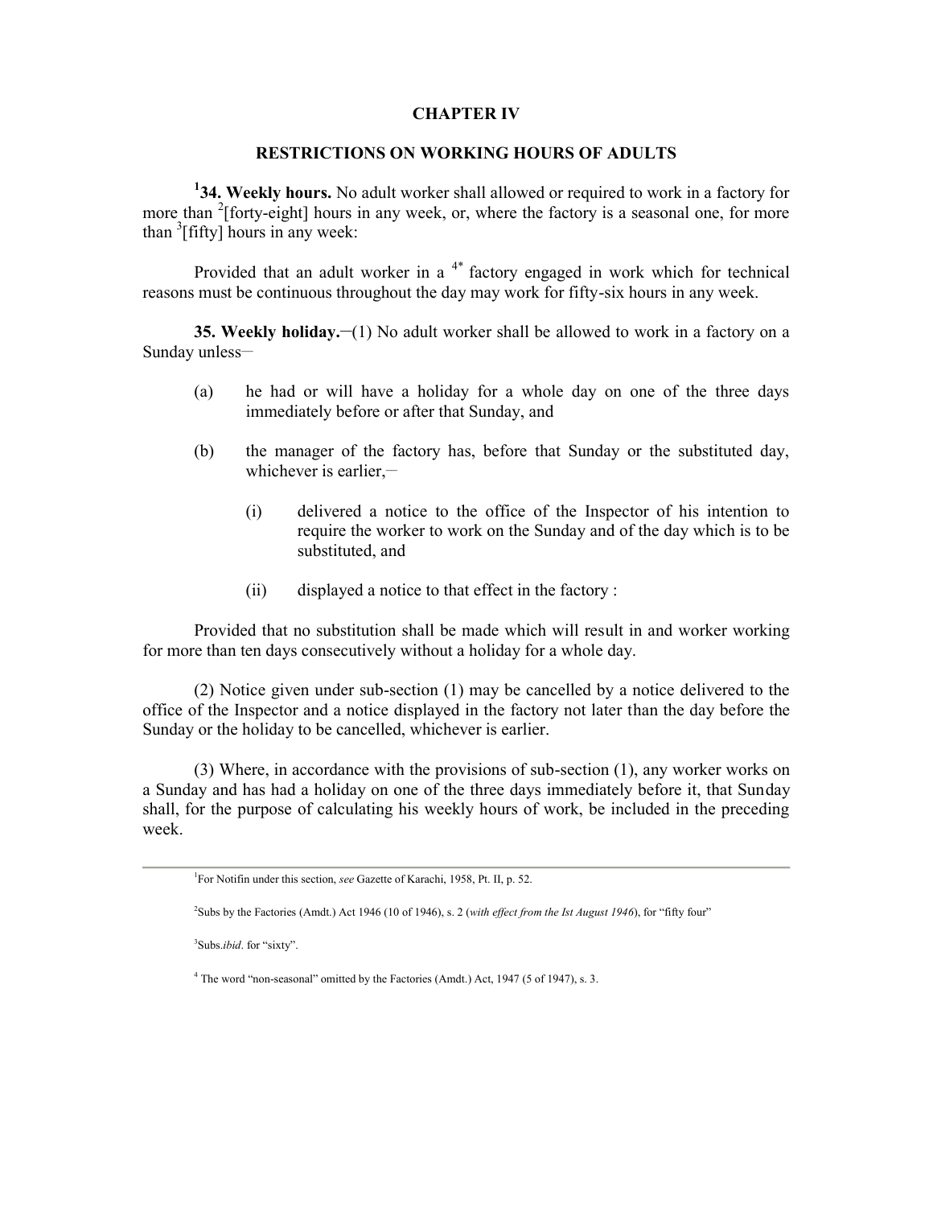## CHAPTER IV

## RESTRICTIONS ON WORKING HOURS OF ADULTS

[1]**34. Weekly hours.** No adult worker shall allowed or required to work in a factory for more than [2][forty-eight] hours in any week, or, where the factory is a seasonal one, for more than [3][fifty] hours in any week:

Provided that an adult worker in a [4*] factory engaged in work which for technical reasons must be continuous throughout the day may work for fifty-six hours in any week.

**35. Weekly holiday.**—(1) No adult worker shall be allowed to work in a factory on a Sunday unless—

(a) he had or will have a holiday for a whole day on one of the three days immediately before or after that Sunday, and

(b) the manager of the factory has, before that Sunday or the substituted day, whichever is earlier,—

(i) delivered a notice to the office of the Inspector of his intention to require the worker to work on the Sunday and of the day which is to be substituted, and

(ii) displayed a notice to that effect in the factory :

Provided that no substitution shall be made which will result in and worker working for more than ten days consecutively without a holiday for a whole day.

(2) Notice given under sub-section (1) may be cancelled by a notice delivered to the office of the Inspector and a notice displayed in the factory not later than the day before the Sunday or the holiday to be cancelled, whichever is earlier.

(3) Where, in accordance with the provisions of sub-section (1), any worker works on a Sunday and has had a holiday on one of the three days immediately before it, that Sunday shall, for the purpose of calculating his weekly hours of work, be included in the preceding week.

---

[1]For Notifin under this section, *see* Gazette of Karachi, 1958, Pt. II, p. 52.

[2]Subs by the Factories (Amdt.) Act 1946 (10 of 1946), s. 2 (*with effect from the Ist August 1946*), for "fifty four"

[3]Subs.*ibid*. for "sixty".

[4] The word "non-seasonal" omitted by the Factories (Amdt.) Act, 1947 (5 of 1947), s. 3.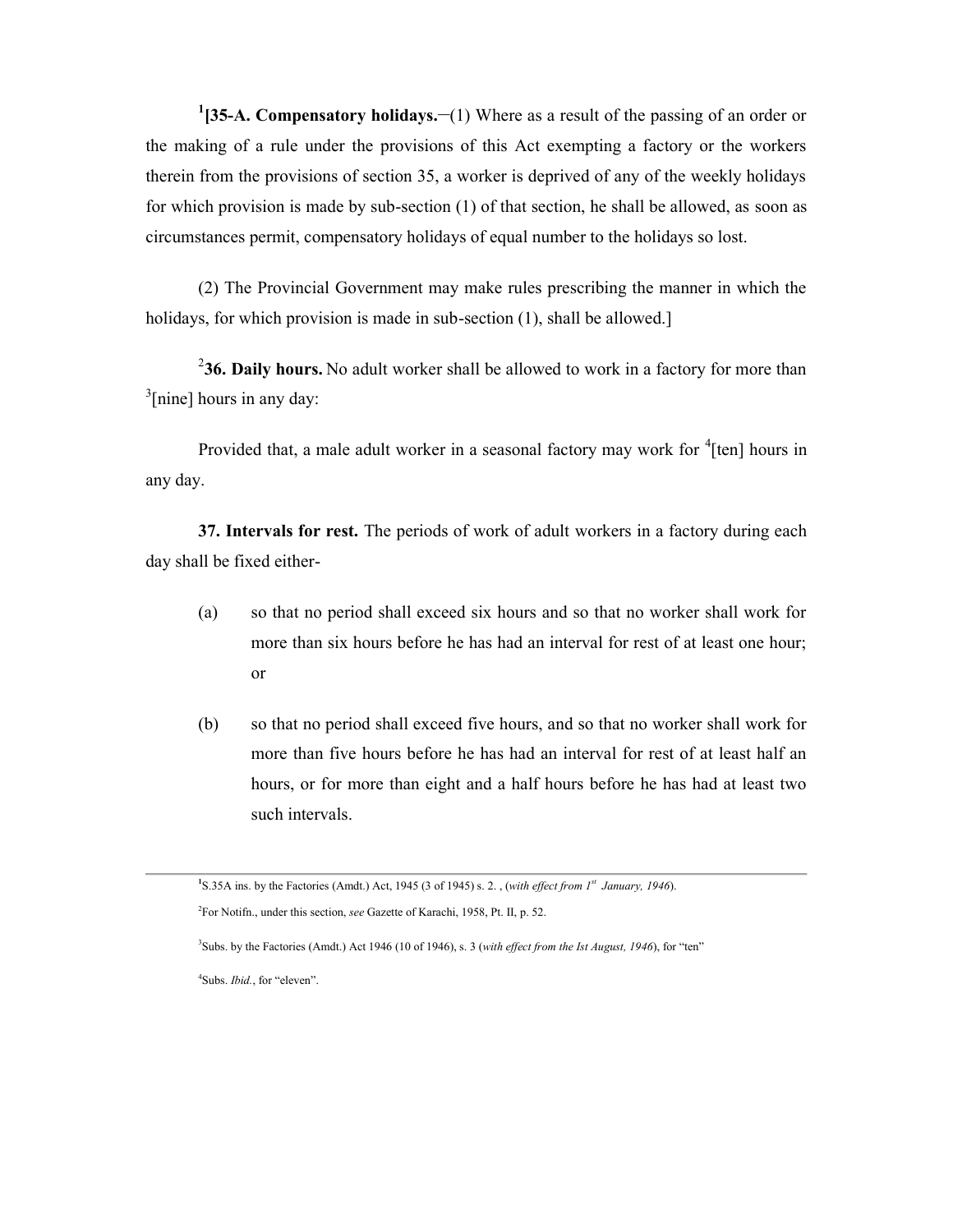[1][**35-A. Compensatory holidays.**─(1) Where as a result of the passing of an order or the making of a rule under the provisions of this Act exempting a factory or the workers therein from the provisions of section 35, a worker is deprived of any of the weekly holidays for which provision is made by sub-section (1) of that section, he shall be allowed, as soon as circumstances permit, compensatory holidays of equal number to the holidays so lost.

(2) The Provincial Government may make rules prescribing the manner in which the holidays, for which provision is made in sub-section (1), shall be allowed.]

[2]**36. Daily hours.** No adult worker shall be allowed to work in a factory for more than [3][nine] hours in any day:

Provided that, a male adult worker in a seasonal factory may work for [4][ten] hours in any day.

**37. Intervals for rest.** The periods of work of adult workers in a factory during each day shall be fixed either-

(a) so that no period shall exceed six hours and so that no worker shall work for more than six hours before he has had an interval for rest of at least one hour; or

(b) so that no period shall exceed five hours, and so that no worker shall work for more than five hours before he has had an interval for rest of at least half an hours, or for more than eight and a half hours before he has had at least two such intervals.

---

[1]S.35A ins. by the Factories (Amdt.) Act, 1945 (3 of 1945) s. 2. , (*with effect from 1st January, 1946*).

[2]For Notifn., under this section, *see* Gazette of Karachi, 1958, Pt. II, p. 52.

[3]Subs. by the Factories (Amdt.) Act 1946 (10 of 1946), s. 3 (*with effect from the Ist August, 1946*), for "ten"

[4]Subs. *Ibid.*, for "eleven".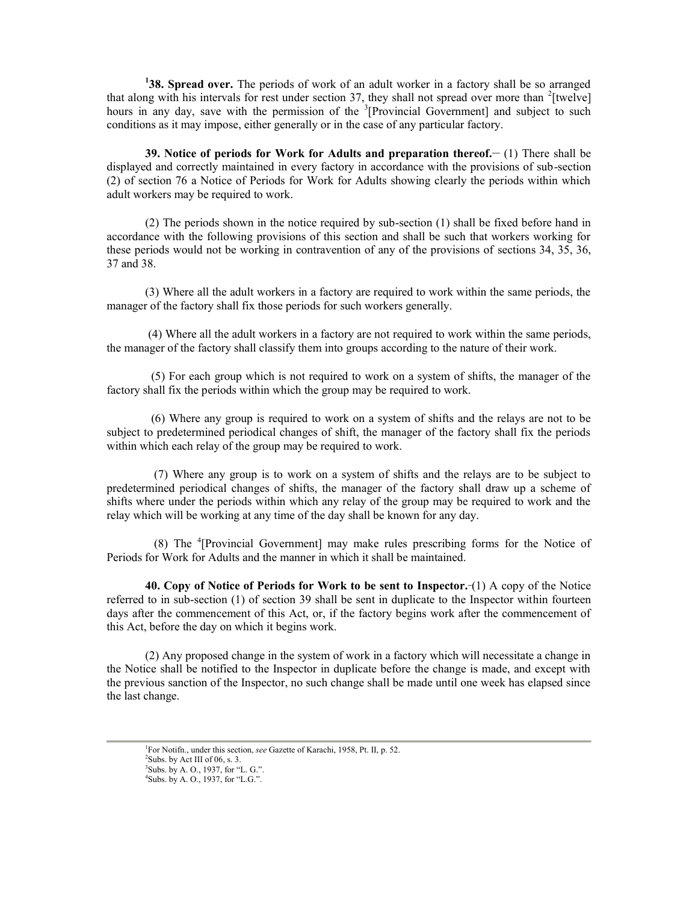[1]**38. Spread over.** The periods of work of an adult worker in a factory shall be so arranged that along with his intervals for rest under section 37, they shall not spread over more than [2][twelve] hours in any day, save with the permission of the [3][Provincial Government] and subject to such conditions as it may impose, either generally or in the case of any particular factory.

**39. Notice of periods for Work for Adults and preparation thereof.**— (1) There shall be displayed and correctly maintained in every factory in accordance with the provisions of sub-section (2) of section 76 a Notice of Periods for Work for Adults showing clearly the periods within which adult workers may be required to work.

(2) The periods shown in the notice required by sub-section (1) shall be fixed before hand in accordance with the following provisions of this section and shall be such that workers working for these periods would not be working in contravention of any of the provisions of sections 34, 35, 36, 37 and 38.

(3) Where all the adult workers in a factory are required to work within the same periods, the manager of the factory shall fix those periods for such workers generally.

(4) Where all the adult workers in a factory are not required to work within the same periods, the manager of the factory shall classify them into groups according to the nature of their work.

(5) For each group which is not required to work on a system of shifts, the manager of the factory shall fix the periods within which the group may be required to work.

(6) Where any group is required to work on a system of shifts and the relays are not to be subject to predetermined periodical changes of shift, the manager of the factory shall fix the periods within which each relay of the group may be required to work.

(7) Where any group is to work on a system of shifts and the relays are to be subject to predetermined periodical changes of shifts, the manager of the factory shall draw up a scheme of shifts where under the periods within which any relay of the group may be required to work and the relay which will be working at any time of the day shall be known for any day.

(8) The [4][Provincial Government] may make rules prescribing forms for the Notice of Periods for Work for Adults and the manner in which it shall be maintained.

**40. Copy of Notice of Periods for Work to be sent to Inspector.**-(1) A copy of the Notice referred to in sub-section (1) of section 39 shall be sent in duplicate to the Inspector within fourteen days after the commencement of this Act, or, if the factory begins work after the commencement of this Act, before the day on which it begins work.

(2) Any proposed change in the system of work in a factory which will necessitate a change in the Notice shall be notified to the Inspector in duplicate before the change is made, and except with the previous sanction of the Inspector, no such change shall be made until one week has elapsed since the last change.

---

[1]For Notifn., under this section, *see* Gazette of Karachi, 1958, Pt. II, p. 52.
[2]Subs. by Act III of 06, s. 3.
[3]Subs. by A. O., 1937, for "L. G.".
[4]Subs. by A. O., 1937, for "L.G.".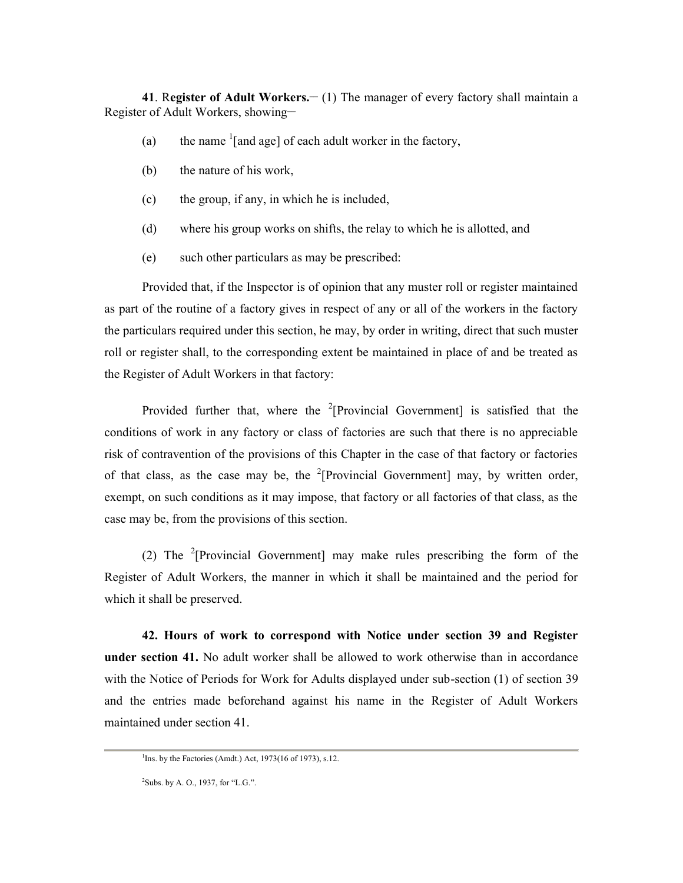**41**. R**egister of Adult Workers.**― (1) The manager of every factory shall maintain a Register of Adult Workers, showing―

(a) the name [1][and age] of each adult worker in the factory,

(b) the nature of his work,

(c) the group, if any, in which he is included,

(d) where his group works on shifts, the relay to which he is allotted, and

(e) such other particulars as may be prescribed:

Provided that, if the Inspector is of opinion that any muster roll or register maintained as part of the routine of a factory gives in respect of any or all of the workers in the factory the particulars required under this section, he may, by order in writing, direct that such muster roll or register shall, to the corresponding extent be maintained in place of and be treated as the Register of Adult Workers in that factory:

Provided further that, where the [2][Provincial Government] is satisfied that the conditions of work in any factory or class of factories are such that there is no appreciable risk of contravention of the provisions of this Chapter in the case of that factory or factories of that class, as the case may be, the [2][Provincial Government] may, by written order, exempt, on such conditions as it may impose, that factory or all factories of that class, as the case may be, from the provisions of this section.

(2) The [2][Provincial Government] may make rules prescribing the form of the Register of Adult Workers, the manner in which it shall be maintained and the period for which it shall be preserved.

**42. Hours of work to correspond with Notice under section 39 and Register under section 41.** No adult worker shall be allowed to work otherwise than in accordance with the Notice of Periods for Work for Adults displayed under sub-section (1) of section 39 and the entries made beforehand against his name in the Register of Adult Workers maintained under section 41.

---

[1]Ins. by the Factories (Amdt.) Act, 1973(16 of 1973), s.12.

[2]Subs. by A. O., 1937, for "L.G.".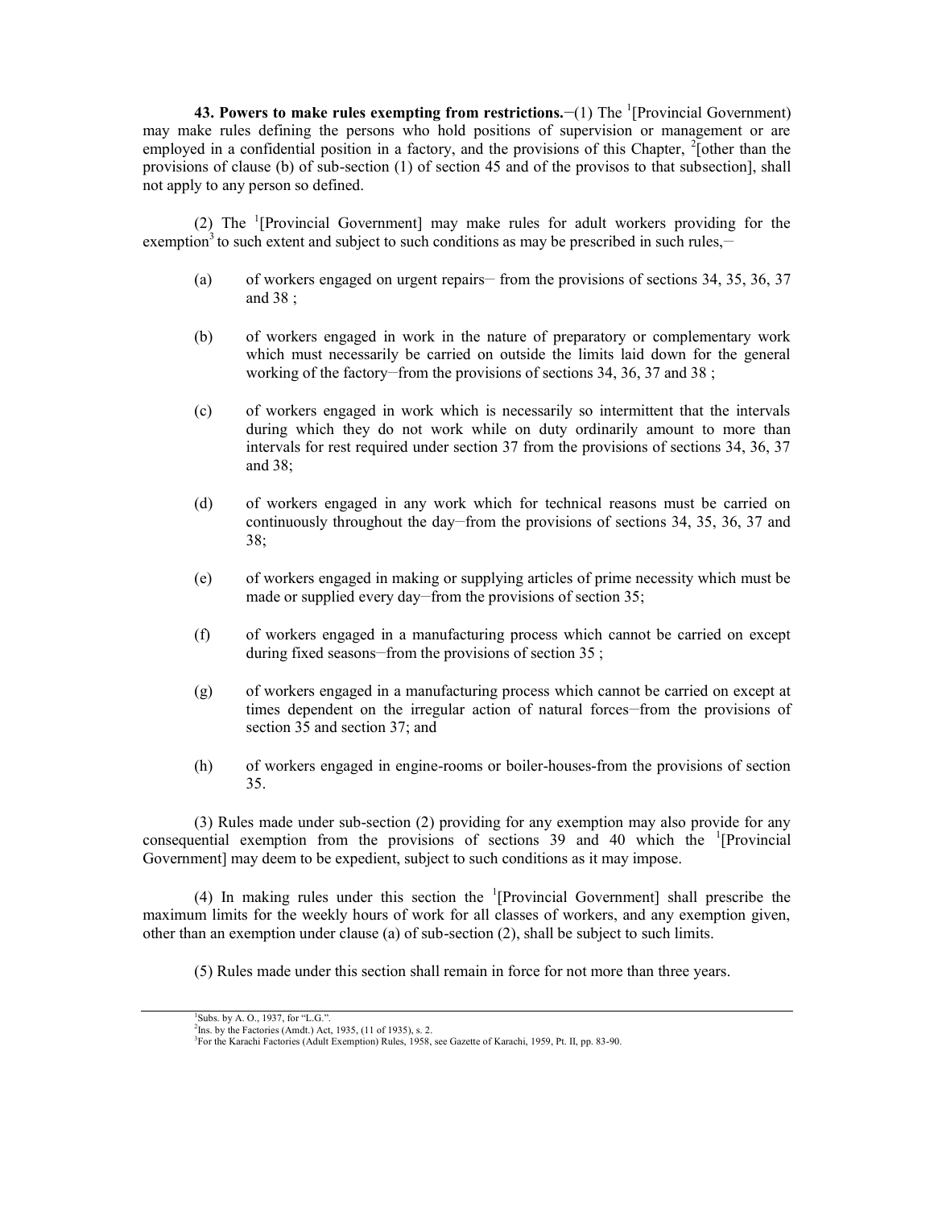**43. Powers to make rules exempting from restrictions.**—(1) The [1][Provincial Government) may make rules defining the persons who hold positions of supervision or management or are employed in a confidential position in a factory, and the provisions of this Chapter, [2][other than the provisions of clause (b) of sub-section (1) of section 45 and of the provisos to that subsection], shall not apply to any person so defined.

(2) The [1][Provincial Government] may make rules for adult workers providing for the exemption[3] to such extent and subject to such conditions as may be prescribed in such rules,—

(a) of workers engaged on urgent repairs— from the provisions of sections 34, 35, 36, 37 and 38 ;

(b) of workers engaged in work in the nature of preparatory or complementary work which must necessarily be carried on outside the limits laid down for the general working of the factory—from the provisions of sections 34, 36, 37 and 38 ;

(c) of workers engaged in work which is necessarily so intermittent that the intervals during which they do not work while on duty ordinarily amount to more than intervals for rest required under section 37 from the provisions of sections 34, 36, 37 and 38;

(d) of workers engaged in any work which for technical reasons must be carried on continuously throughout the day—from the provisions of sections 34, 35, 36, 37 and 38;

(e) of workers engaged in making or supplying articles of prime necessity which must be made or supplied every day—from the provisions of section 35;

(f) of workers engaged in a manufacturing process which cannot be carried on except during fixed seasons—from the provisions of section 35 ;

(g) of workers engaged in a manufacturing process which cannot be carried on except at times dependent on the irregular action of natural forces—from the provisions of section 35 and section 37; and

(h) of workers engaged in engine-rooms or boiler-houses-from the provisions of section 35.

(3) Rules made under sub-section (2) providing for any exemption may also provide for any consequential exemption from the provisions of sections 39 and 40 which the [1][Provincial Government] may deem to be expedient, subject to such conditions as it may impose.

(4) In making rules under this section the [1][Provincial Government] shall prescribe the maximum limits for the weekly hours of work for all classes of workers, and any exemption given, other than an exemption under clause (a) of sub-section (2), shall be subject to such limits.

(5) Rules made under this section shall remain in force for not more than three years.

---

[1]Subs. by A. O., 1937, for "L.G.".
[2]Ins. by the Factories (Amdt.) Act, 1935, (11 of 1935), s. 2.
[3]For the Karachi Factories (Adult Exemption) Rules, 1958, see Gazette of Karachi, 1959, Pt. II, pp. 83-90.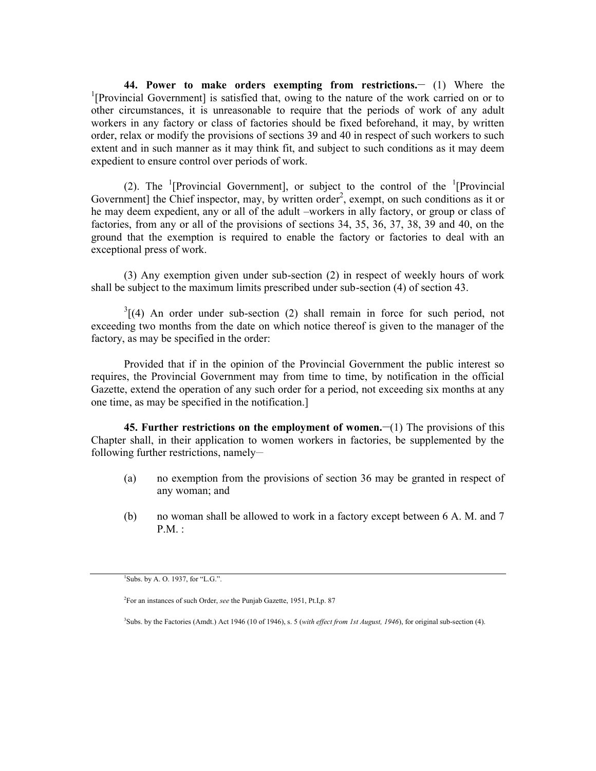**44. Power to make orders exempting from restrictions.**─ (1) Where the [1][Provincial Government] is satisfied that, owing to the nature of the work carried on or to other circumstances, it is unreasonable to require that the periods of work of any adult workers in any factory or class of factories should be fixed beforehand, it may, by written order, relax or modify the provisions of sections 39 and 40 in respect of such workers to such extent and in such manner as it may think fit, and subject to such conditions as it may deem expedient to ensure control over periods of work.

(2). The [1][Provincial Government], or subject to the control of the [1][Provincial Government] the Chief inspector, may, by written order[2], exempt, on such conditions as it or he may deem expedient, any or all of the adult –workers in ally factory, or group or class of factories, from any or all of the provisions of sections 34, 35, 36, 37, 38, 39 and 40, on the ground that the exemption is required to enable the factory or factories to deal with an exceptional press of work.

(3) Any exemption given under sub-section (2) in respect of weekly hours of work shall be subject to the maximum limits prescribed under sub-section (4) of section 43.

[3][(4) An order under sub-section (2) shall remain in force for such period, not exceeding two months from the date on which notice thereof is given to the manager of the factory, as may be specified in the order:

Provided that if in the opinion of the Provincial Government the public interest so requires, the Provincial Government may from time to time, by notification in the official Gazette, extend the operation of any such order for a period, not exceeding six months at any one time, as may be specified in the notification.]

**45. Further restrictions on the employment of women.**─(1) The provisions of this Chapter shall, in their application to women workers in factories, be supplemented by the following further restrictions, namely–

(a) no exemption from the provisions of section 36 may be granted in respect of any woman; and

(b) no woman shall be allowed to work in a factory except between 6 A. M. and 7 P.M. :

---

[1]Subs. by A. O. 1937, for "L.G.".

[2]For an instances of such Order, *see* the Punjab Gazette, 1951, Pt.I,p. 87

[3]Subs. by the Factories (Amdt.) Act 1946 (10 of 1946), s. 5 (*with effect from 1st August, 1946*), for original sub-section (4).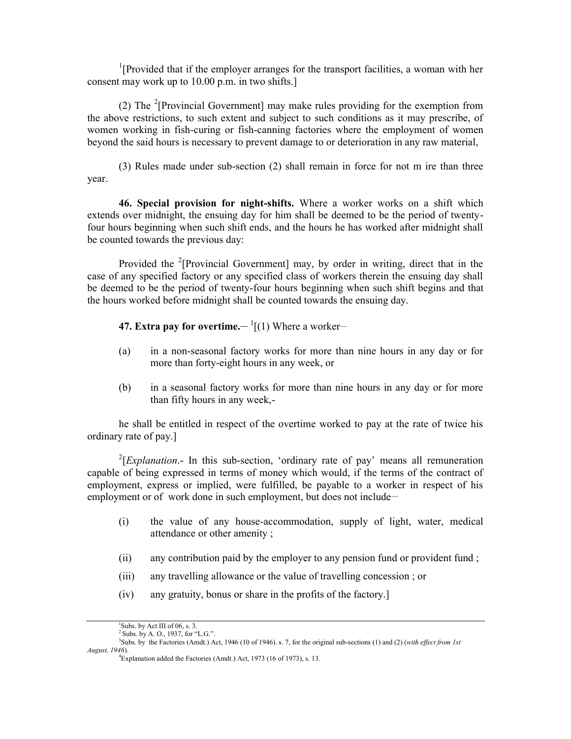[1][Provided that if the employer arranges for the transport facilities, a woman with her consent may work up to 10.00 p.m. in two shifts.]

(2) The [2][Provincial Government] may make rules providing for the exemption from the above restrictions, to such extent and subject to such conditions as it may prescribe, of women working in fish-curing or fish-canning factories where the employment of women beyond the said hours is necessary to prevent damage to or deterioration in any raw material,

(3) Rules made under sub-section (2) shall remain in force for not m ire than three year.

**46. Special provision for night-shifts.** Where a worker works on a shift which extends over midnight, the ensuing day for him shall be deemed to be the period of twenty-four hours beginning when such shift ends, and the hours he has worked after midnight shall be counted towards the previous day:

Provided the [2][Provincial Government] may, by order in writing, direct that in the case of any specified factory or any specified class of workers therein the ensuing day shall be deemed to be the period of twenty-four hours beginning when such shift begins and that the hours worked before midnight shall be counted towards the ensuing day.

**47. Extra pay for overtime.**– [1][(1) Where a worker–

(a) in a non-seasonal factory works for more than nine hours in any day or for more than forty-eight hours in any week, or

(b) in a seasonal factory works for more than nine hours in any day or for more than fifty hours in any week,-

he shall be entitled in respect of the overtime worked to pay at the rate of twice his ordinary rate of pay.]

[2][*Explanation*.- In this sub-section, 'ordinary rate of pay' means all remuneration capable of being expressed in terms of money which would, if the terms of the contract of employment, express or implied, were fulfilled, be payable to a worker in respect of his employment or of work done in such employment, but does not include–

(i) the value of any house-accommodation, supply of light, water, medical attendance or other amenity ;

(ii) any contribution paid by the employer to any pension fund or provident fund ;

(iii) any travelling allowance or the value of travelling concession ; or

(iv) any gratuity, bonus or share in the profits of the factory.]

---

[1]Subs. by Act III of 06, s. 3.

[2] Subs. by A. O., 1937, for "L.G.".

[3]Subs. by the Factories (Amdt.) Act, 1946 (10 of 1946). s. 7, for the original sub-sections (1) and (2) (*with effect from 1st August, 1946*).

[4]Explanation added the Factories (Amdt.) Act, 1973 (16 of 1973), s. 13.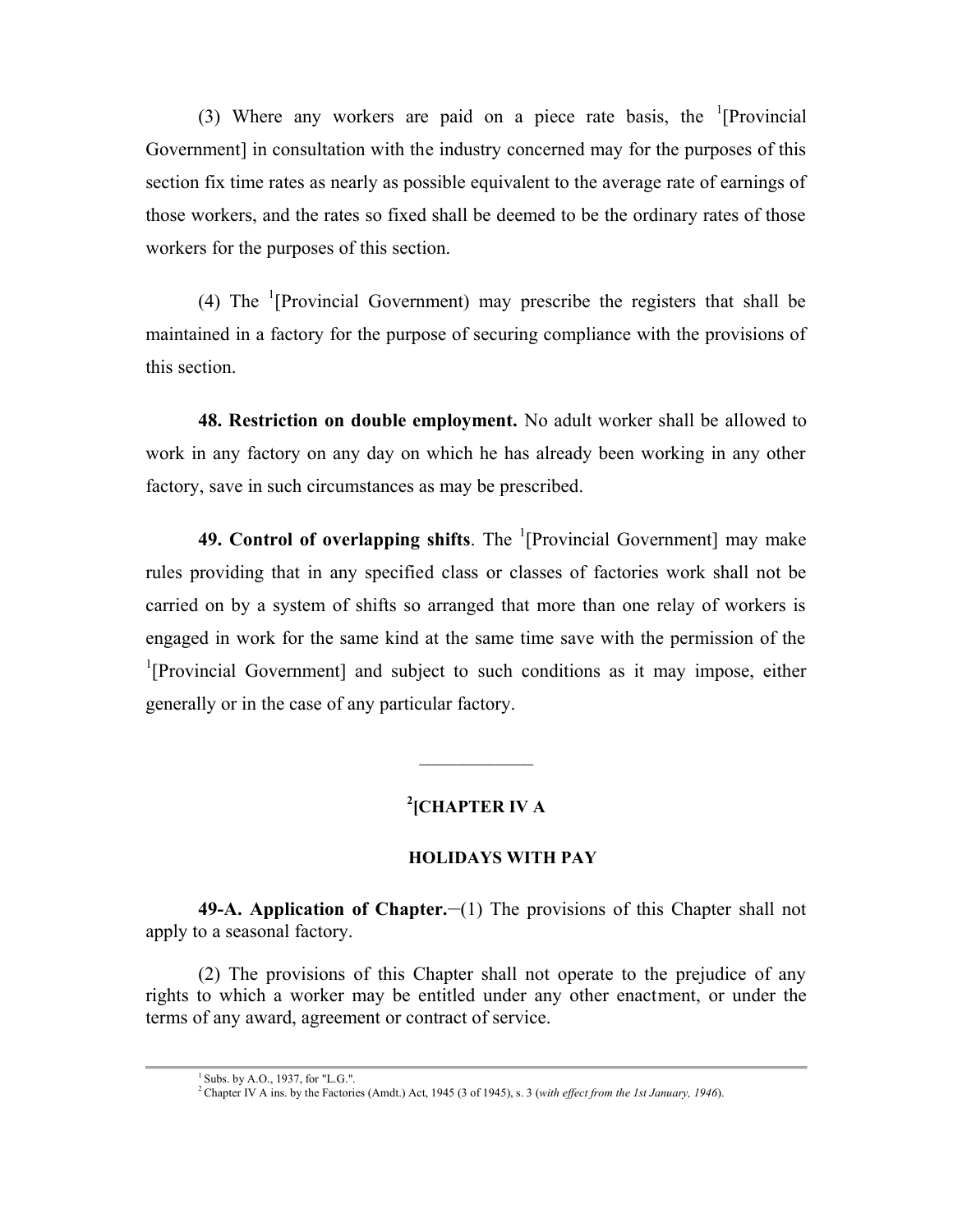(3) Where any workers are paid on a piece rate basis, the [1][Provincial Government] in consultation with the industry concerned may for the purposes of this section fix time rates as nearly as possible equivalent to the average rate of earnings of those workers, and the rates so fixed shall be deemed to be the ordinary rates of those workers for the purposes of this section.

(4) The [1][Provincial Government) may prescribe the registers that shall be maintained in a factory for the purpose of securing compliance with the provisions of this section.

**48. Restriction on double employment.** No adult worker shall be allowed to work in any factory on any day on which he has already been working in any other factory, save in such circumstances as may be prescribed.

**49. Control of overlapping shifts**. The [1][Provincial Government] may make rules providing that in any specified class or classes of factories work shall not be carried on by a system of shifts so arranged that more than one relay of workers is engaged in work for the same kind at the same time save with the permission of the [1][Provincial Government] and subject to such conditions as it may impose, either generally or in the case of any particular factory.

---

## [2][CHAPTER IV A

## HOLIDAYS WITH PAY

**49-A. Application of Chapter.**—(1) The provisions of this Chapter shall not apply to a seasonal factory.

(2) The provisions of this Chapter shall not operate to the prejudice of any rights to which a worker may be entitled under any other enactment, or under the terms of any award, agreement or contract of service.

---

[1] Subs. by A.O., 1937, for "L.G.".

[2] Chapter IV A ins. by the Factories (Amdt.) Act, 1945 (3 of 1945), s. 3 (*with effect from the 1st January, 1946*).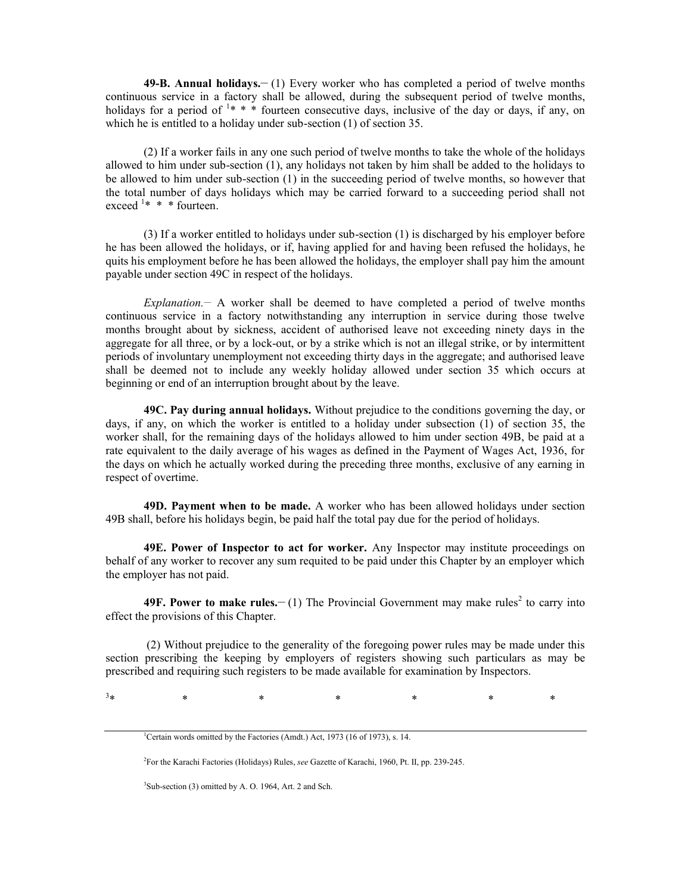**49-B. Annual holidays.**− (1) Every worker who has completed a period of twelve months continuous service in a factory shall be allowed, during the subsequent period of twelve months, holidays for a period of [1]* * * fourteen consecutive days, inclusive of the day or days, if any, on which he is entitled to a holiday under sub-section (1) of section 35.

(2) If a worker fails in any one such period of twelve months to take the whole of the holidays allowed to him under sub-section (1), any holidays not taken by him shall be added to the holidays to be allowed to him under sub-section (1) in the succeeding period of twelve months, so however that the total number of days holidays which may be carried forward to a succeeding period shall not exceed [1]* * * fourteen.

(3) If a worker entitled to holidays under sub-section (1) is discharged by his employer before he has been allowed the holidays, or if, having applied for and having been refused the holidays, he quits his employment before he has been allowed the holidays, the employer shall pay him the amount payable under section 49C in respect of the holidays.

*Explanation.*− A worker shall be deemed to have completed a period of twelve months continuous service in a factory notwithstanding any interruption in service during those twelve months brought about by sickness, accident of authorised leave not exceeding ninety days in the aggregate for all three, or by a lock-out, or by a strike which is not an illegal strike, or by intermittent periods of involuntary unemployment not exceeding thirty days in the aggregate; and authorised leave shall be deemed not to include any weekly holiday allowed under section 35 which occurs at beginning or end of an interruption brought about by the leave.

**49C. Pay during annual holidays.** Without prejudice to the conditions governing the day, or days, if any, on which the worker is entitled to a holiday under subsection (1) of section 35, the worker shall, for the remaining days of the holidays allowed to him under section 49B, be paid at a rate equivalent to the daily average of his wages as defined in the Payment of Wages Act, 1936, for the days on which he actually worked during the preceding three months, exclusive of any earning in respect of overtime.

**49D. Payment when to be made.** A worker who has been allowed holidays under section 49B shall, before his holidays begin, be paid half the total pay due for the period of holidays.

**49E. Power of Inspector to act for worker.** Any Inspector may institute proceedings on behalf of any worker to recover any sum requited to be paid under this Chapter by an employer which the employer has not paid.

**49F. Power to make rules.**− (1) The Provincial Government may make rules[2] to carry into effect the provisions of this Chapter.

(2) Without prejudice to the generality of the foregoing power rules may be made under this section prescribing the keeping by employers of registers showing such particulars as may be prescribed and requiring such registers to be made available for examination by Inspectors.

[3]* * * * * * *

---

[1]Certain words omitted by the Factories (Amdt.) Act, 1973 (16 of 1973), s. 14.

[2]For the Karachi Factories (Holidays) Rules, *see* Gazette of Karachi, 1960, Pt. II, pp. 239-245.

[3]Sub-section (3) omitted by A. O. 1964, Art. 2 and Sch.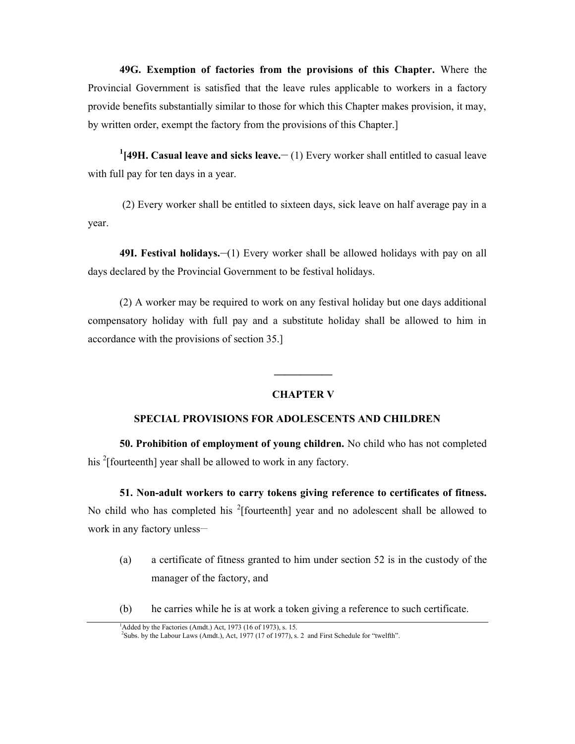**49G. Exemption of factories from the provisions of this Chapter.** Where the Provincial Government is satisfied that the leave rules applicable to workers in a factory provide benefits substantially similar to those for which this Chapter makes provision, it may, by written order, exempt the factory from the provisions of this Chapter.]

[1][**49H. Casual leave and sicks leave.**─ (1) Every worker shall entitled to casual leave with full pay for ten days in a year.

(2) Every worker shall be entitled to sixteen days, sick leave on half average pay in a year.

**49I. Festival holidays.**─(1) Every worker shall be allowed holidays with pay on all days declared by the Provincial Government to be festival holidays.

(2) A worker may be required to work on any festival holiday but one days additional compensatory holiday with full pay and a substitute holiday shall be allowed to him in accordance with the provisions of section 35.]

---

## CHAPTER V

### SPECIAL PROVISIONS FOR ADOLESCENTS AND CHILDREN

**50. Prohibition of employment of young children.** No child who has not completed his [2][fourteenth] year shall be allowed to work in any factory.

**51. Non-adult workers to carry tokens giving reference to certificates of fitness.** No child who has completed his [2][fourteenth] year and no adolescent shall be allowed to work in any factory unless─

(a) a certificate of fitness granted to him under section 52 is in the custody of the manager of the factory, and

(b) he carries while he is at work a token giving a reference to such certificate.

---

[1]Added by the Factories (Amdt.) Act, 1973 (16 of 1973), s. 15.
[2]Subs. by the Labour Laws (Amdt.), Act, 1977 (17 of 1977), s. 2 and First Schedule for "twelfth".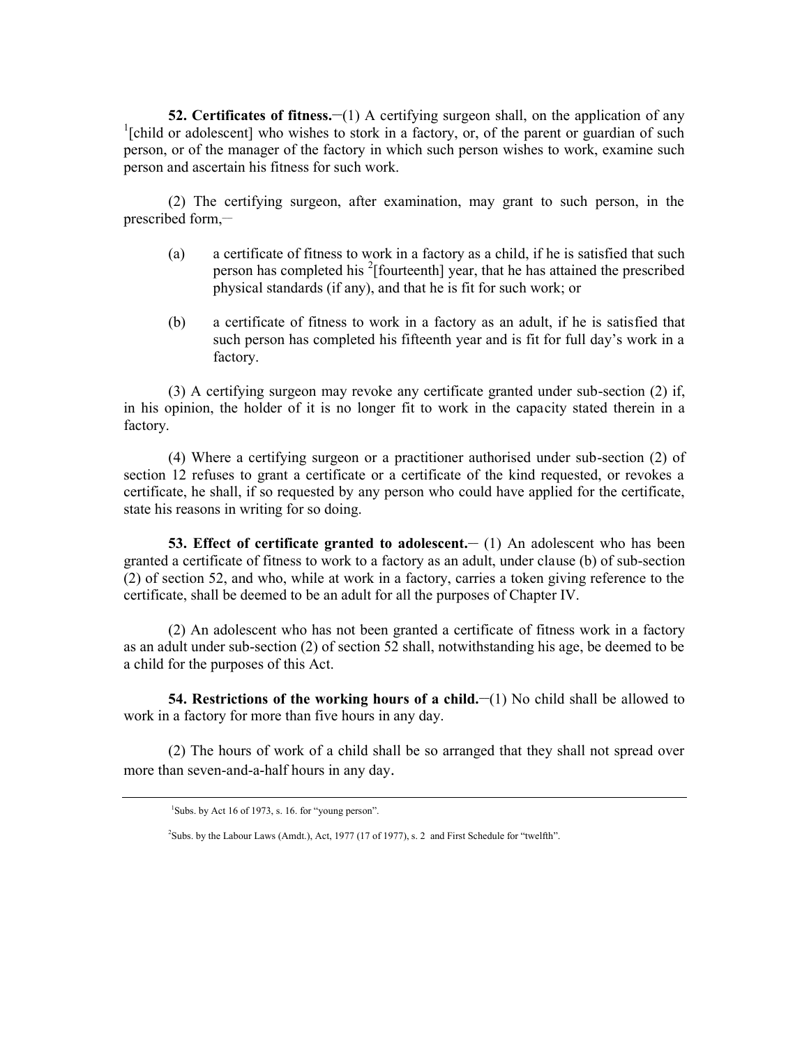**52. Certificates of fitness.**―(1) A certifying surgeon shall, on the application of any [1][child or adolescent] who wishes to stork in a factory, or, of the parent or guardian of such person, or of the manager of the factory in which such person wishes to work, examine such person and ascertain his fitness for such work.

(2) The certifying surgeon, after examination, may grant to such person, in the prescribed form,―

(a) a certificate of fitness to work in a factory as a child, if he is satisfied that such person has completed his [2][fourteenth] year, that he has attained the prescribed physical standards (if any), and that he is fit for such work; or

(b) a certificate of fitness to work in a factory as an adult, if he is satisfied that such person has completed his fifteenth year and is fit for full day's work in a factory.

(3) A certifying surgeon may revoke any certificate granted under sub-section (2) if, in his opinion, the holder of it is no longer fit to work in the capacity stated therein in a factory.

(4) Where a certifying surgeon or a practitioner authorised under sub-section (2) of section 12 refuses to grant a certificate or a certificate of the kind requested, or revokes a certificate, he shall, if so requested by any person who could have applied for the certificate, state his reasons in writing for so doing.

**53. Effect of certificate granted to adolescent.**― (1) An adolescent who has been granted a certificate of fitness to work to a factory as an adult, under clause (b) of sub-section (2) of section 52, and who, while at work in a factory, carries a token giving reference to the certificate, shall be deemed to be an adult for all the purposes of Chapter IV.

(2) An adolescent who has not been granted a certificate of fitness work in a factory as an adult under sub-section (2) of section 52 shall, notwithstanding his age, be deemed to be a child for the purposes of this Act.

**54. Restrictions of the working hours of a child.**―(1) No child shall be allowed to work in a factory for more than five hours in any day.

(2) The hours of work of a child shall be so arranged that they shall not spread over more than seven-and-a-half hours in any day.

---

[1] Subs. by Act 16 of 1973, s. 16. for "young person".

[2] Subs. by the Labour Laws (Amdt.), Act, 1977 (17 of 1977), s. 2 and First Schedule for "twelfth".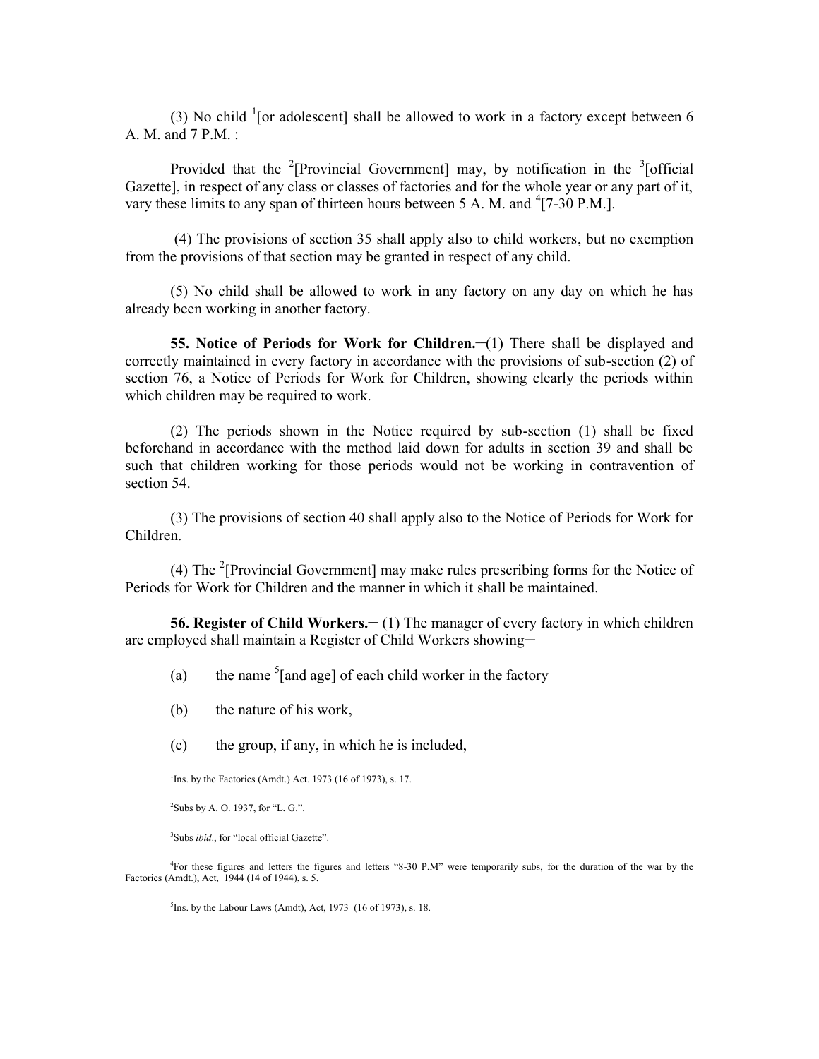(3) No child [1][or adolescent] shall be allowed to work in a factory except between 6 A. M. and 7 P.M. :

Provided that the [2][Provincial Government] may, by notification in the [3][official Gazette], in respect of any class or classes of factories and for the whole year or any part of it, vary these limits to any span of thirteen hours between 5 A. M. and [4][7-30 P.M.].

(4) The provisions of section 35 shall apply also to child workers, but no exemption from the provisions of that section may be granted in respect of any child.

(5) No child shall be allowed to work in any factory on any day on which he has already been working in another factory.

**55. Notice of Periods for Work for Children.**─(1) There shall be displayed and correctly maintained in every factory in accordance with the provisions of sub-section (2) of section 76, a Notice of Periods for Work for Children, showing clearly the periods within which children may be required to work.

(2) The periods shown in the Notice required by sub-section (1) shall be fixed beforehand in accordance with the method laid down for adults in section 39 and shall be such that children working for those periods would not be working in contravention of section 54.

(3) The provisions of section 40 shall apply also to the Notice of Periods for Work for Children.

(4) The [2][Provincial Government] may make rules prescribing forms for the Notice of Periods for Work for Children and the manner in which it shall be maintained.

**56. Register of Child Workers.**─ (1) The manager of every factory in which children are employed shall maintain a Register of Child Workers showing─

(a) the name [5][and age] of each child worker in the factory

(b) the nature of his work,

(c) the group, if any, in which he is included,

---

[1]Ins. by the Factories (Amdt.) Act. 1973 (16 of 1973), s. 17.

[2]Subs by A. O. 1937, for "L. G.".

[3]Subs *ibid*., for "local official Gazette".

[4]For these figures and letters the figures and letters "8-30 P.M" were temporarily subs, for the duration of the war by the Factories (Amdt.), Act, 1944 (14 of 1944), s. 5.

[5]Ins. by the Labour Laws (Amdt), Act, 1973 (16 of 1973), s. 18.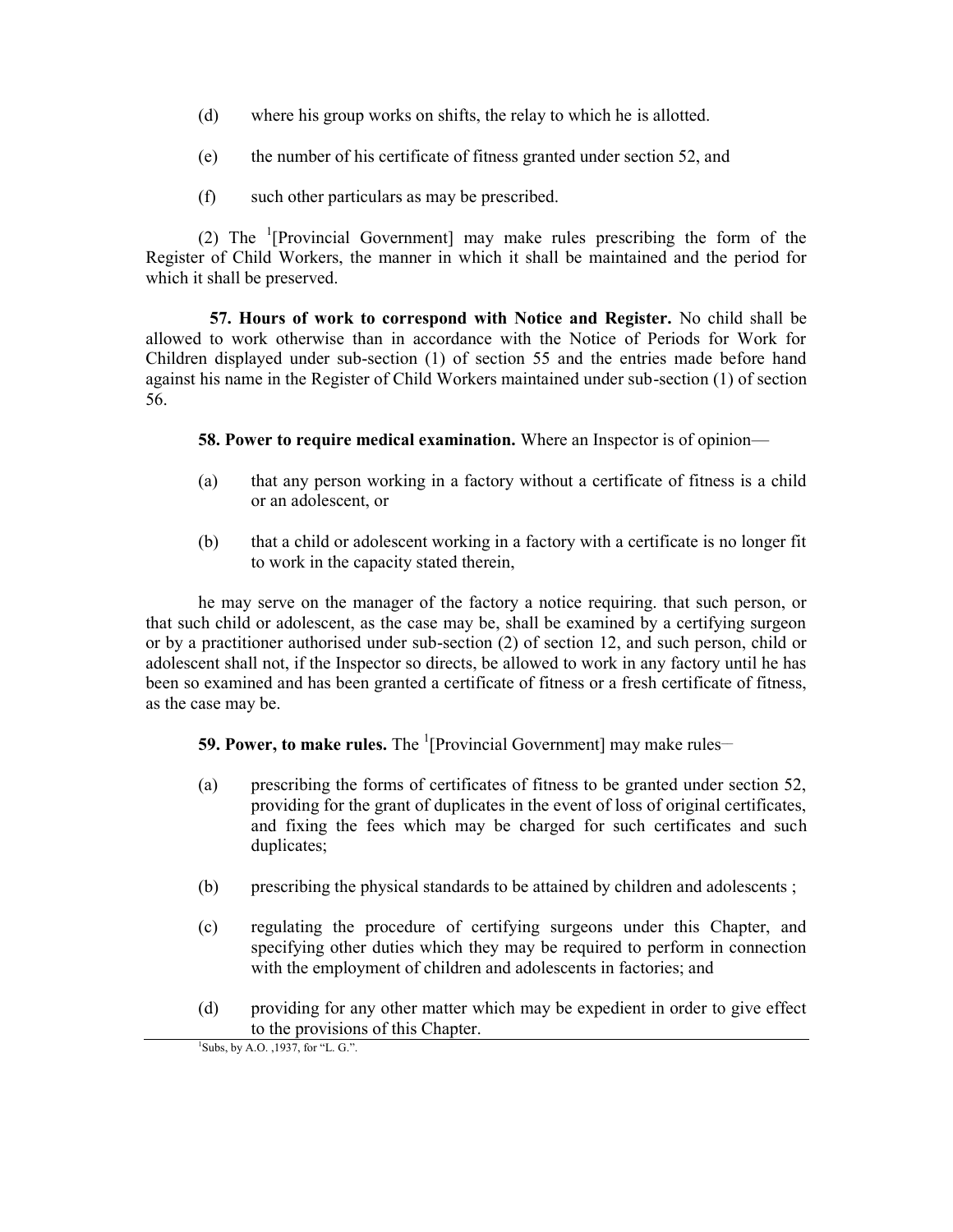(d) where his group works on shifts, the relay to which he is allotted.

(e) the number of his certificate of fitness granted under section 52, and

(f) such other particulars as may be prescribed.

(2) The [1][Provincial Government] may make rules prescribing the form of the Register of Child Workers, the manner in which it shall be maintained and the period for which it shall be preserved.

**57. Hours of work to correspond with Notice and Register.** No child shall be allowed to work otherwise than in accordance with the Notice of Periods for Work for Children displayed under sub-section (1) of section 55 and the entries made before hand against his name in the Register of Child Workers maintained under sub-section (1) of section 56.

**58. Power to require medical examination.** Where an Inspector is of opinion—

(a) that any person working in a factory without a certificate of fitness is a child or an adolescent, or

(b) that a child or adolescent working in a factory with a certificate is no longer fit to work in the capacity stated therein,

he may serve on the manager of the factory a notice requiring. that such person, or that such child or adolescent, as the case may be, shall be examined by a certifying surgeon or by a practitioner authorised under sub-section (2) of section 12, and such person, child or adolescent shall not, if the Inspector so directs, be allowed to work in any factory until he has been so examined and has been granted a certificate of fitness or a fresh certificate of fitness, as the case may be.

**59. Power, to make rules.** The [1][Provincial Government] may make rules–

(a) prescribing the forms of certificates of fitness to be granted under section 52, providing for the grant of duplicates in the event of loss of original certificates, and fixing the fees which may be charged for such certificates and such duplicates;

(b) prescribing the physical standards to be attained by children and adolescents ;

(c) regulating the procedure of certifying surgeons under this Chapter, and specifying other duties which they may be required to perform in connection with the employment of children and adolescents in factories; and

(d) providing for any other matter which may be expedient in order to give effect to the provisions of this Chapter.

---

[1]Subs, by A.O. ,1937, for "L. G.".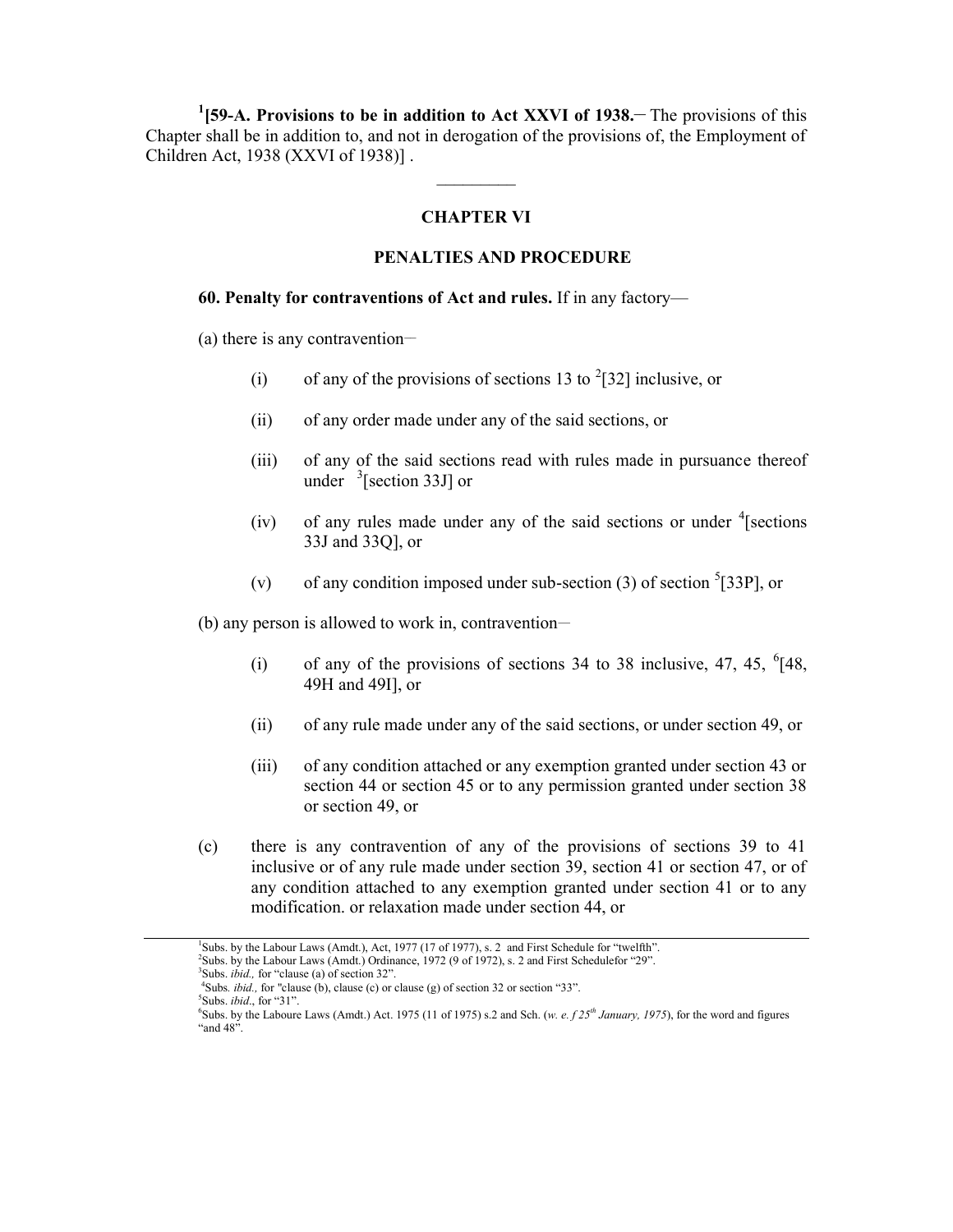[1][**59-A. Provisions to be in addition to Act XXVI of 1938.**– The provisions of this Chapter shall be in addition to, and not in derogation of the provisions of, the Employment of Children Act, 1938 (XXVI of 1938)] .

---

## CHAPTER VI

## PENALTIES AND PROCEDURE

**60. Penalty for contraventions of Act and rules.** If in any factory—

(a) there is any contravention–

- (i) of any of the provisions of sections 13 to [2][32] inclusive, or
- (ii) of any order made under any of the said sections, or
- (iii) of any of the said sections read with rules made in pursuance thereof under [3][section 33J] or
- (iv) of any rules made under any of the said sections or under [4][sections 33J and 33Q], or
- (v) of any condition imposed under sub-section (3) of section [5][33P], or

(b) any person is allowed to work in, contravention–

- (i) of any of the provisions of sections 34 to 38 inclusive, 47, 45, [6][48, 49H and 49I], or
- (ii) of any rule made under any of the said sections, or under section 49, or
- (iii) of any condition attached or any exemption granted under section 43 or section 44 or section 45 or to any permission granted under section 38 or section 49, or

(c) there is any contravention of any of the provisions of sections 39 to 41 inclusive or of any rule made under section 39, section 41 or section 47, or of any condition attached to any exemption granted under section 41 or to any modification. or relaxation made under section 44, or

---

[1]Subs. by the Labour Laws (Amdt.), Act, 1977 (17 of 1977), s. 2 and First Schedule for "twelfth".
[2]Subs. by the Labour Laws (Amdt.) Ordinance, 1972 (9 of 1972), s. 2 and First Schedulefor "29".
[3]Subs. *ibid.,* for "clause (a) of section 32".
[4]Subs. *ibid.,* for "clause (b), clause (c) or clause (g) of section 32 or section "33".
[5]Subs. *ibid*., for "31".
[6]Subs. by the Laboure Laws (Amdt.) Act. 1975 (11 of 1975) s.2 and Sch. (*w. e. f 25th January, 1975*), for the word and figures "and 48".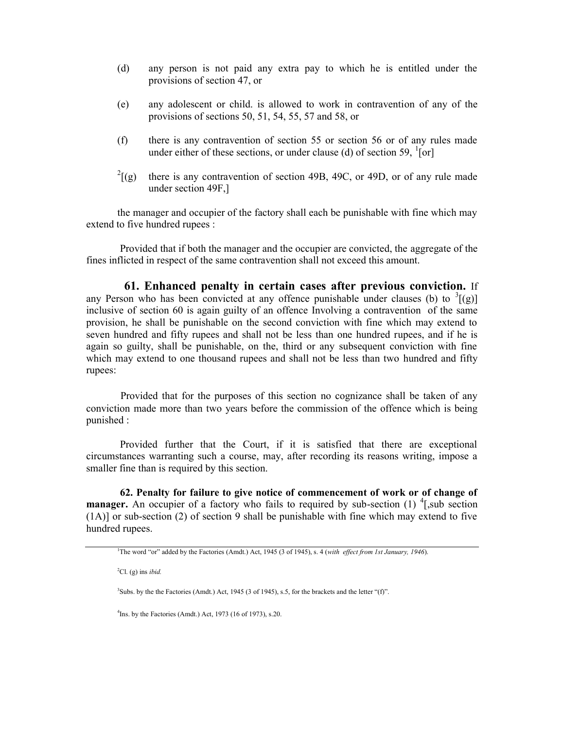(d) any person is not paid any extra pay to which he is entitled under the provisions of section 47, or

(e) any adolescent or child. is allowed to work in contravention of any of the provisions of sections 50, 51, 54, 55, 57 and 58, or

(f) there is any contravention of section 55 or section 56 or of any rules made under either of these sections, or under clause (d) of section 59, [1][or]

[2][(g) there is any contravention of section 49B, 49C, or 49D, or of any rule made under section 49F,]

the manager and occupier of the factory shall each be punishable with fine which may extend to five hundred rupees :

Provided that if both the manager and the occupier are convicted, the aggregate of the fines inflicted in respect of the same contravention shall not exceed this amount.

**61. Enhanced penalty in certain cases after previous conviction.** If any Person who has been convicted at any offence punishable under clauses (b) to [3][(g)] inclusive of section 60 is again guilty of an offence Involving a contravention of the same provision, he shall be punishable on the second conviction with fine which may extend to seven hundred and fifty rupees and shall not be less than one hundred rupees, and if he is again so guilty, shall be punishable, on the, third or any subsequent conviction with fine which may extend to one thousand rupees and shall not be less than two hundred and fifty rupees:

Provided that for the purposes of this section no cognizance shall be taken of any conviction made more than two years before the commission of the offence which is being punished :

Provided further that the Court, if it is satisfied that there are exceptional circumstances warranting such a course, may, after recording its reasons writing, impose a smaller fine than is required by this section.

**62. Penalty for failure to give notice of commencement of work or of change of manager.** An occupier of a factory who fails to required by sub-section (1) [4][,sub section (1A)] or sub-section (2) of section 9 shall be punishable with fine which may extend to five hundred rupees.

---

[1]The word "or" added by the Factories (Amdt.) Act, 1945 (3 of 1945), s. 4 (*with effect from 1st January, 1946*).

[2]Cl. (g) ins *ibid.*

[3]Subs. by the the Factories (Amdt.) Act, 1945 (3 of 1945), s.5, for the brackets and the letter "(f)".

[4]Ins. by the Factories (Amdt.) Act, 1973 (16 of 1973), s.20.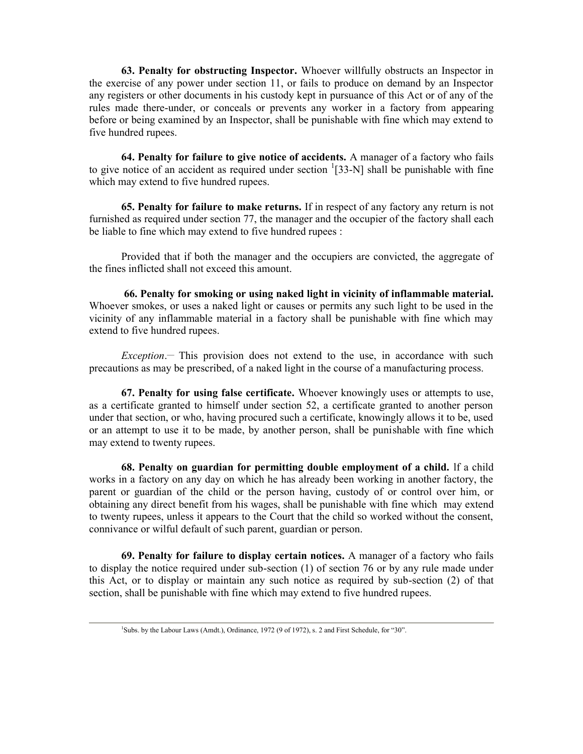**63. Penalty for obstructing Inspector.** Whoever willfully obstructs an Inspector in the exercise of any power under section 11, or fails to produce on demand by an Inspector any registers or other documents in his custody kept in pursuance of this Act or of any of the rules made there-under, or conceals or prevents any worker in a factory from appearing before or being examined by an Inspector, shall be punishable with fine which may extend to five hundred rupees.

**64. Penalty for failure to give notice of accidents.** A manager of a factory who fails to give notice of an accident as required under section [1][33-N] shall be punishable with fine which may extend to five hundred rupees.

**65. Penalty for failure to make returns.** If in respect of any factory any return is not furnished as required under section 77, the manager and the occupier of the factory shall each be liable to fine which may extend to five hundred rupees :

Provided that if both the manager and the occupiers are convicted, the aggregate of the fines inflicted shall not exceed this amount.

**66. Penalty for smoking or using naked light in vicinity of inflammable material.** Whoever smokes, or uses a naked light or causes or permits any such light to be used in the vicinity of any inflammable material in a factory shall be punishable with fine which may extend to five hundred rupees.

*Exception*.— This provision does not extend to the use, in accordance with such precautions as may be prescribed, of a naked light in the course of a manufacturing process.

**67. Penalty for using false certificate.** Whoever knowingly uses or attempts to use, as a certificate granted to himself under section 52, a certificate granted to another person under that section, or who, having procured such a certificate, knowingly allows it to be, used or an attempt to use it to be made, by another person, shall be punishable with fine which may extend to twenty rupees.

**68. Penalty on guardian for permitting double employment of a child.** If a child works in a factory on any day on which he has already been working in another factory, the parent or guardian of the child or the person having, custody of or control over him, or obtaining any direct benefit from his wages, shall be punishable with fine which may extend to twenty rupees, unless it appears to the Court that the child so worked without the consent, connivance or wilful default of such parent, guardian or person.

**69. Penalty for failure to display certain notices.** A manager of a factory who fails to display the notice required under sub-section (1) of section 76 or by any rule made under this Act, or to display or maintain any such notice as required by sub-section (2) of that section, shall be punishable with fine which may extend to five hundred rupees.

---

[1]Subs. by the Labour Laws (Amdt.), Ordinance, 1972 (9 of 1972), s. 2 and First Schedule, for "30".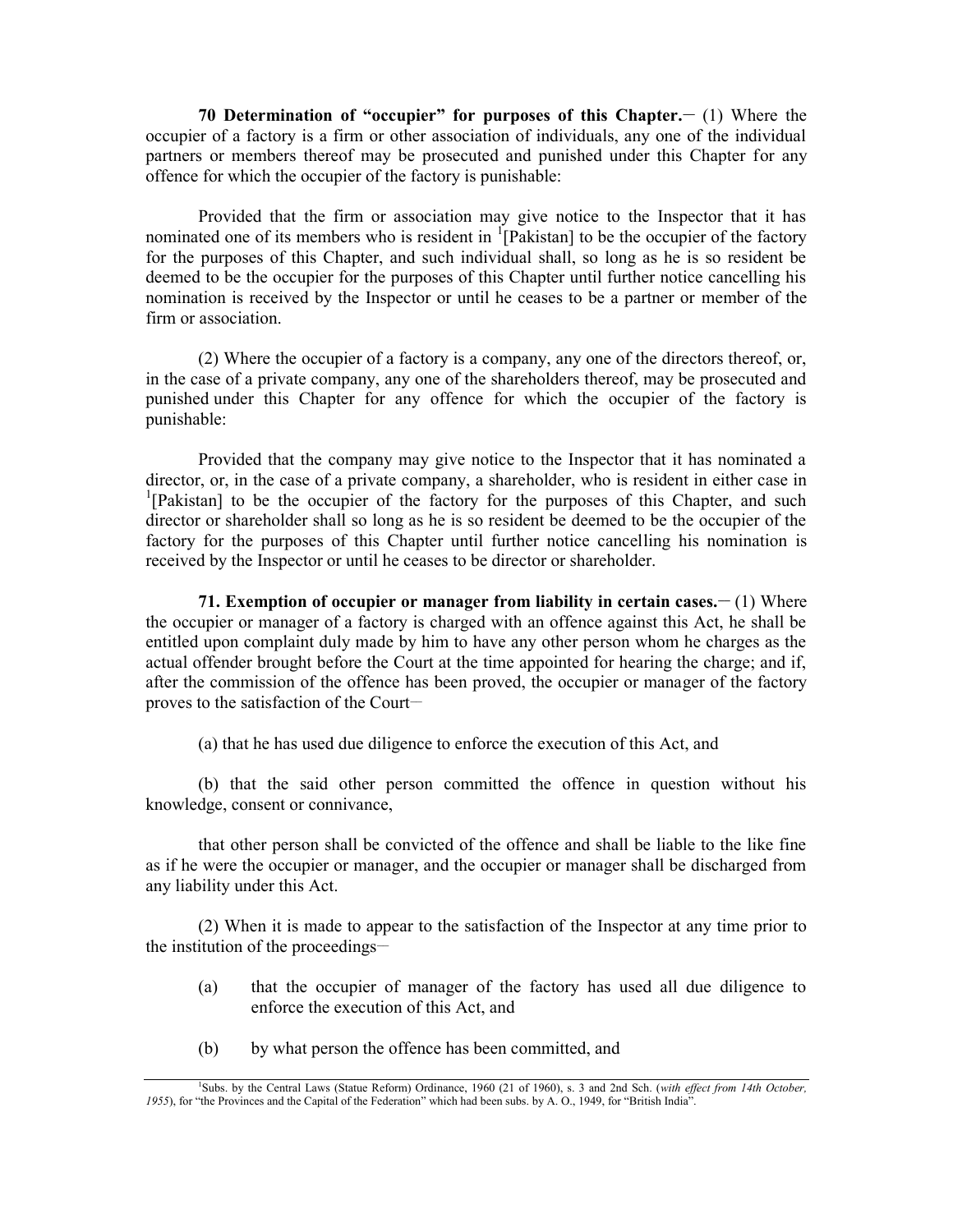**70 Determination of "occupier" for purposes of this Chapter.**― (1) Where the occupier of a factory is a firm or other association of individuals, any one of the individual partners or members thereof may be prosecuted and punished under this Chapter for any offence for which the occupier of the factory is punishable:

Provided that the firm or association may give notice to the Inspector that it has nominated one of its members who is resident in [1][Pakistan] to be the occupier of the factory for the purposes of this Chapter, and such individual shall, so long as he is so resident be deemed to be the occupier for the purposes of this Chapter until further notice cancelling his nomination is received by the Inspector or until he ceases to be a partner or member of the firm or association.

(2) Where the occupier of a factory is a company, any one of the directors thereof, or, in the case of a private company, any one of the shareholders thereof, may be prosecuted and punished under this Chapter for any offence for which the occupier of the factory is punishable:

Provided that the company may give notice to the Inspector that it has nominated a director, or, in the case of a private company, a shareholder, who is resident in either case in [1][Pakistan] to be the occupier of the factory for the purposes of this Chapter, and such director or shareholder shall so long as he is so resident be deemed to be the occupier of the factory for the purposes of this Chapter until further notice cancelling his nomination is received by the Inspector or until he ceases to be director or shareholder.

**71. Exemption of occupier or manager from liability in certain cases.**― (1) Where the occupier or manager of a factory is charged with an offence against this Act, he shall be entitled upon complaint duly made by him to have any other person whom he charges as the actual offender brought before the Court at the time appointed for hearing the charge; and if, after the commission of the offence has been proved, the occupier or manager of the factory proves to the satisfaction of the Court―

(a) that he has used due diligence to enforce the execution of this Act, and

(b) that the said other person committed the offence in question without his knowledge, consent or connivance,

that other person shall be convicted of the offence and shall be liable to the like fine as if he were the occupier or manager, and the occupier or manager shall be discharged from any liability under this Act.

(2) When it is made to appear to the satisfaction of the Inspector at any time prior to the institution of the proceedings―

(a) that the occupier of manager of the factory has used all due diligence to enforce the execution of this Act, and

(b) by what person the offence has been committed, and

---

[1]Subs. by the Central Laws (Statue Reform) Ordinance, 1960 (21 of 1960), s. 3 and 2nd Sch. (*with effect from 14th October, 1955*), for "the Provinces and the Capital of the Federation" which had been subs. by A. O., 1949, for "British India".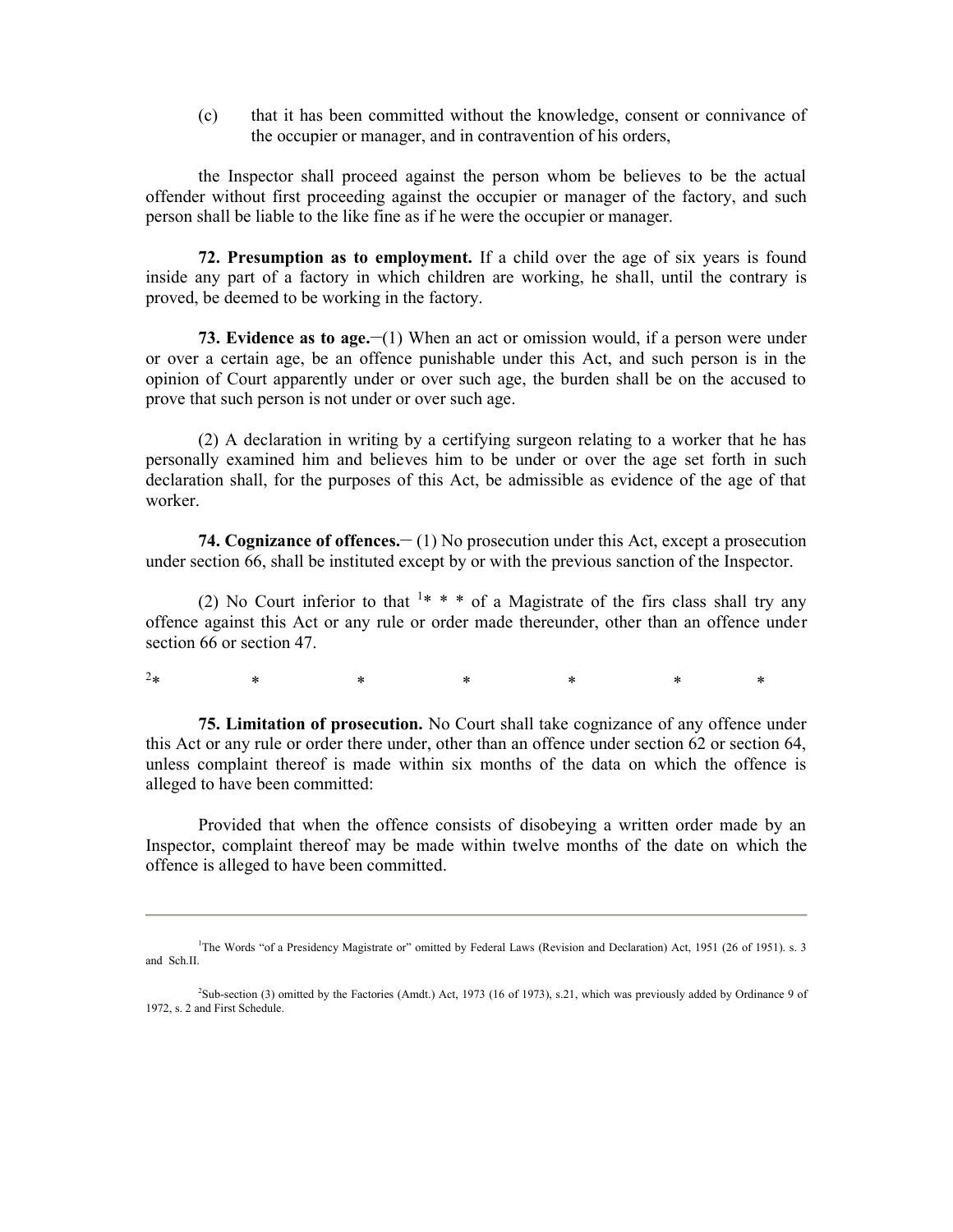(c) that it has been committed without the knowledge, consent or connivance of the occupier or manager, and in contravention of his orders,

the Inspector shall proceed against the person whom be believes to be the actual offender without first proceeding against the occupier or manager of the factory, and such person shall be liable to the like fine as if he were the occupier or manager.

**72. Presumption as to employment.** If a child over the age of six years is found inside any part of a factory in which children are working, he shall, until the contrary is proved, be deemed to be working in the factory.

**73. Evidence as to age.**─(1) When an act or omission would, if a person were under or over a certain age, be an offence punishable under this Act, and such person is in the opinion of Court apparently under or over such age, the burden shall be on the accused to prove that such person is not under or over such age.

(2) A declaration in writing by a certifying surgeon relating to a worker that he has personally examined him and believes him to be under or over the age set forth in such declaration shall, for the purposes of this Act, be admissible as evidence of the age of that worker.

**74. Cognizance of offences.**─ (1) No prosecution under this Act, except a prosecution under section 66, shall be instituted except by or with the previous sanction of the Inspector.

(2) No Court inferior to that [1]* * * of a Magistrate of the firs class shall try any offence against this Act or any rule or order made thereunder, other than an offence under section 66 or section 47.

[2]* * * * * * *

**75. Limitation of prosecution.** No Court shall take cognizance of any offence under this Act or any rule or order there under, other than an offence under section 62 or section 64, unless complaint thereof is made within six months of the data on which the offence is alleged to have been committed:

Provided that when the offence consists of disobeying a written order made by an Inspector, complaint thereof may be made within twelve months of the date on which the offence is alleged to have been committed.

---

[1]The Words "of a Presidency Magistrate or" omitted by Federal Laws (Revision and Declaration) Act, 1951 (26 of 1951). s. 3 and Sch.II.

[2]Sub-section (3) omitted by the Factories (Amdt.) Act, 1973 (16 of 1973), s.21, which was previously added by Ordinance 9 of 1972, s. 2 and First Schedule.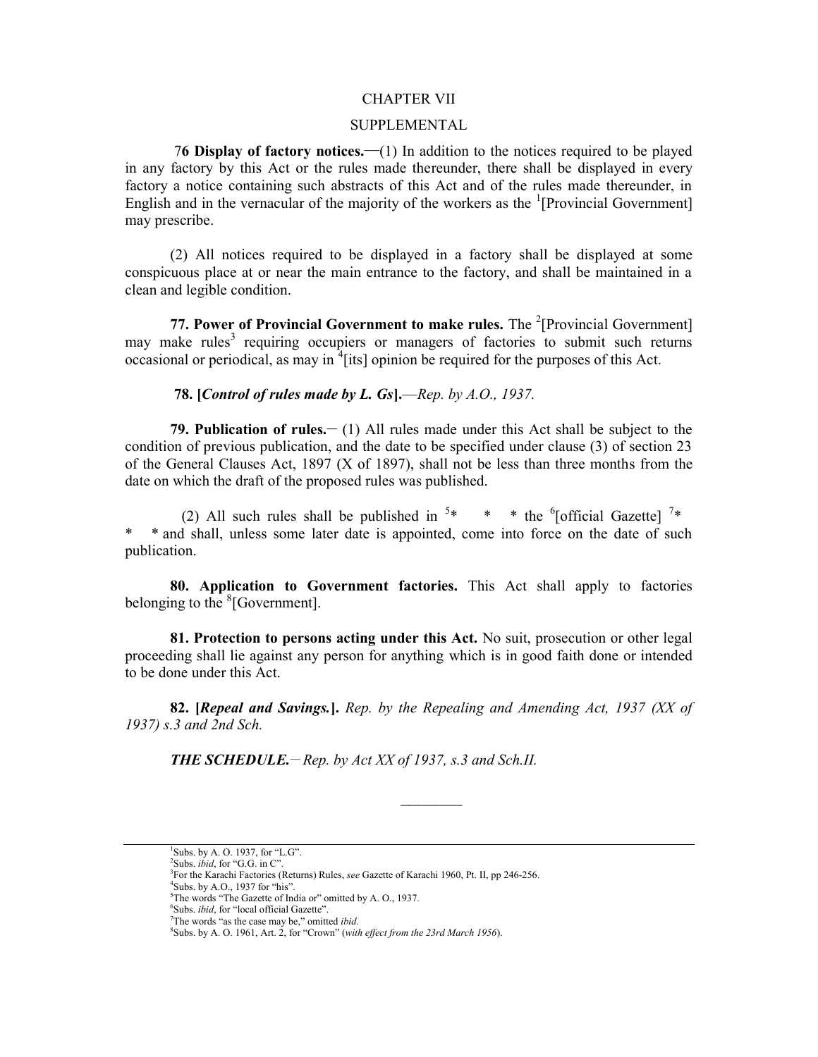## CHAPTER VII

## SUPPLEMENTAL

**76 Display of factory notices.**—(1) In addition to the notices required to be played in any factory by this Act or the rules made thereunder, there shall be displayed in every factory a notice containing such abstracts of this Act and of the rules made thereunder, in English and in the vernacular of the majority of the workers as the [1][Provincial Government] may prescribe.

(2) All notices required to be displayed in a factory shall be displayed at some conspicuous place at or near the main entrance to the factory, and shall be maintained in a clean and legible condition.

**77. Power of Provincial Government to make rules.** The [2][Provincial Government] may make rules[3] requiring occupiers or managers of factories to submit such returns occasional or periodical, as may in [4][its] opinion be required for the purposes of this Act.

**78. [*Control of rules made by L. Gs*].**—*Rep. by A.O., 1937.*

**79. Publication of rules.**— (1) All rules made under this Act shall be subject to the condition of previous publication, and the date to be specified under clause (3) of section 23 of the General Clauses Act, 1897 (X of 1897), shall not be less than three months from the date on which the draft of the proposed rules was published.

(2) All such rules shall be published in [5]* * * the [6][official Gazette] [7]* * * and shall, unless some later date is appointed, come into force on the date of such publication.

**80. Application to Government factories.** This Act shall apply to factories belonging to the [8][Government].

**81. Protection to persons acting under this Act.** No suit, prosecution or other legal proceeding shall lie against any person for anything which is in good faith done or intended to be done under this Act.

**82. [*Repeal and Savings.*].** *Rep. by the Repealing and Amending Act, 1937 (XX of 1937) s.3 and 2nd Sch.*

***THE SCHEDULE.****— Rep. by Act XX of 1937, s.3 and Sch.II.*

---

[1]Subs. by A. O. 1937, for "L.G".
[2]Subs. *ibid*, for "G.G. in C".
[3]For the Karachi Factories (Returns) Rules, *see* Gazette of Karachi 1960, Pt. II, pp 246-256.
[4]Subs. by A.O., 1937 for "his".
[5]The words "The Gazette of India or" omitted by A. O., 1937.
[6]Subs. *ibid*, for "local official Gazette".
[7]The words "as the case may be," omitted *ibid.*
[8]Subs. by A. O. 1961, Art. 2, for "Crown" (*with effect from the 23rd March 1956*).